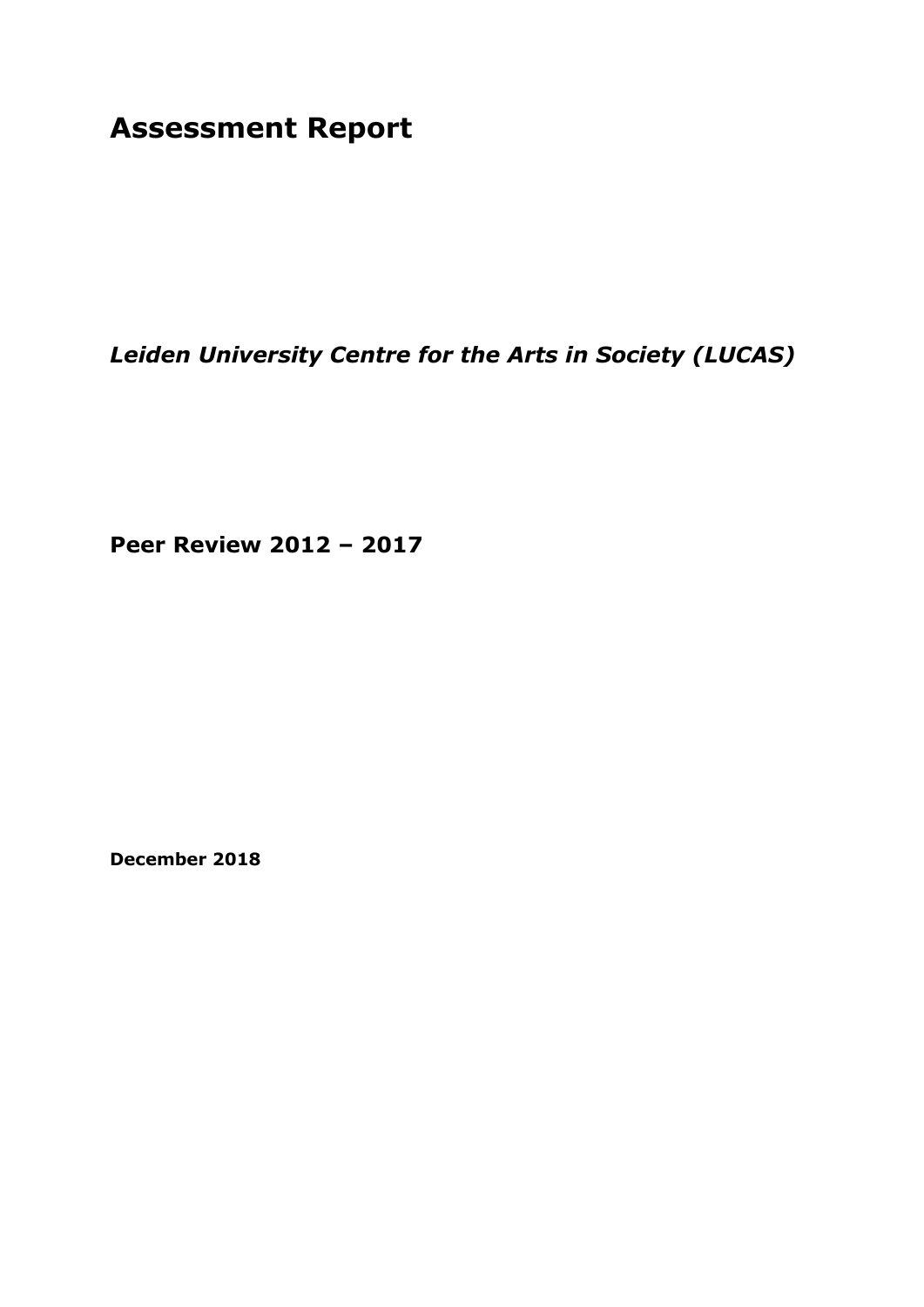# Assessment Report

***Leiden University Centre for the Arts in Society (LUCAS)***

**Peer Review 2012 – 2017**

**December 2018**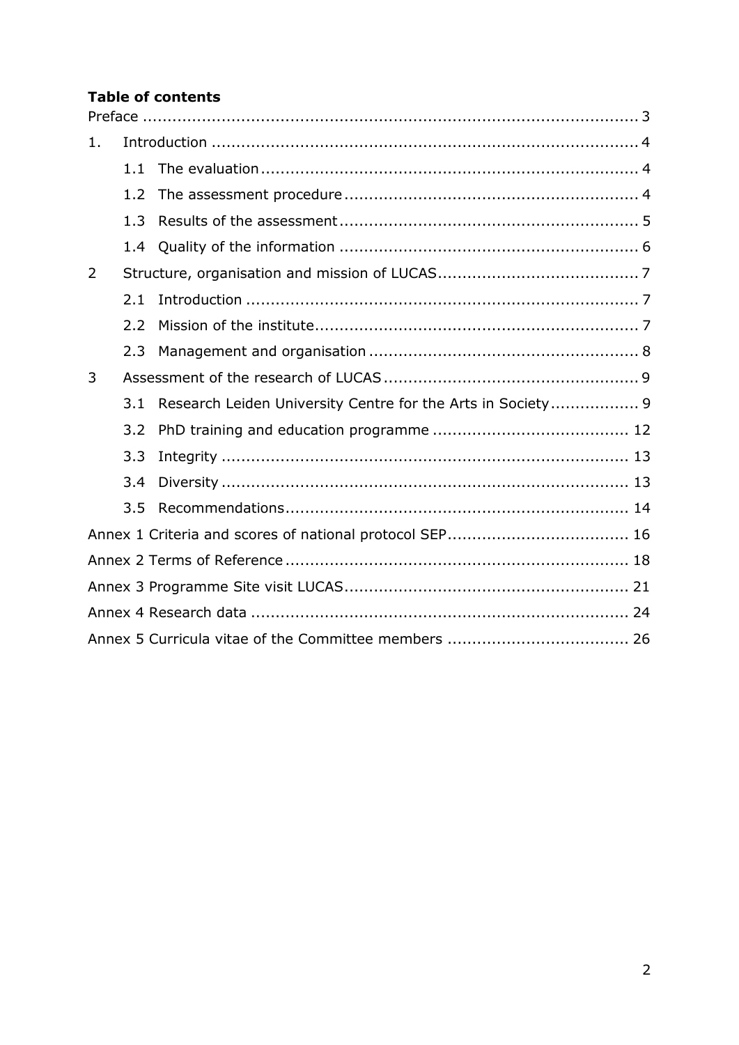**Table of contents**

Preface ........................................................................................ 3

1. Introduction ........................................................................................ 4
   - 1.1 The evaluation ........................................................................................ 4
   - 1.2 The assessment procedure ........................................................................................ 4
   - 1.3 Results of the assessment ........................................................................................ 5
   - 1.4 Quality of the information ........................................................................................ 6
2. Structure, organisation and mission of LUCAS ........................................................................................ 7
   - 2.1 Introduction ........................................................................................ 7
   - 2.2 Mission of the institute ........................................................................................ 7
   - 2.3 Management and organisation ........................................................................................ 8
3. Assessment of the research of LUCAS ........................................................................................ 9
   - 3.1 Research Leiden University Centre for the Arts in Society ........................................................................................ 9
   - 3.2 PhD training and education programme ........................................................................................ 12
   - 3.3 Integrity ........................................................................................ 13
   - 3.4 Diversity ........................................................................................ 13
   - 3.5 Recommendations ........................................................................................ 14

Annex 1 Criteria and scores of national protocol SEP ........................................................................................ 16

Annex 2 Terms of Reference ........................................................................................ 18

Annex 3 Programme Site visit LUCAS ........................................................................................ 21

Annex 4 Research data ........................................................................................ 24

Annex 5 Curricula vitae of the Committee members ........................................................................................ 26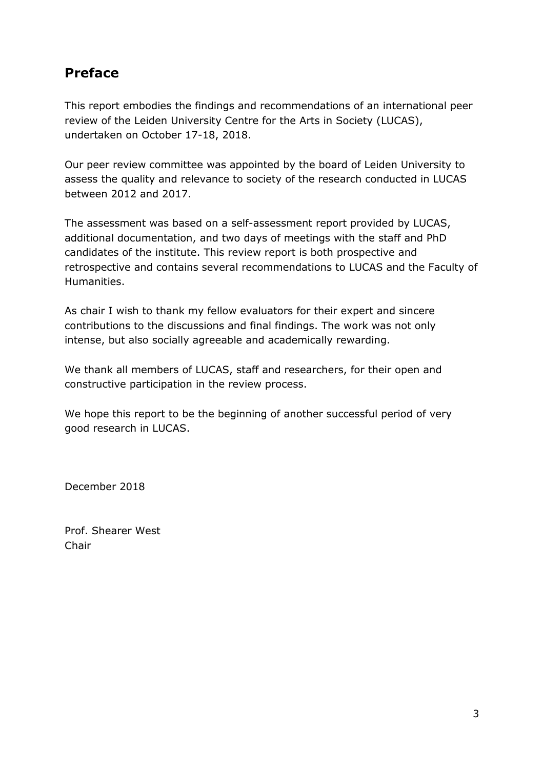## Preface

This report embodies the findings and recommendations of an international peer review of the Leiden University Centre for the Arts in Society (LUCAS), undertaken on October 17-18, 2018.

Our peer review committee was appointed by the board of Leiden University to assess the quality and relevance to society of the research conducted in LUCAS between 2012 and 2017.

The assessment was based on a self-assessment report provided by LUCAS, additional documentation, and two days of meetings with the staff and PhD candidates of the institute. This review report is both prospective and retrospective and contains several recommendations to LUCAS and the Faculty of Humanities.

As chair I wish to thank my fellow evaluators for their expert and sincere contributions to the discussions and final findings. The work was not only intense, but also socially agreeable and academically rewarding.

We thank all members of LUCAS, staff and researchers, for their open and constructive participation in the review process.

We hope this report to be the beginning of another successful period of very good research in LUCAS.

December 2018

Prof. Shearer West
Chair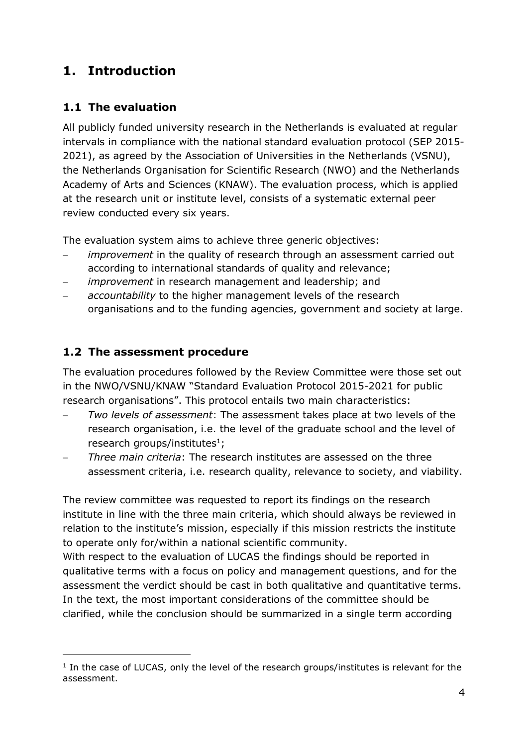# 1. Introduction

## 1.1 The evaluation

All publicly funded university research in the Netherlands is evaluated at regular intervals in compliance with the national standard evaluation protocol (SEP 2015-2021), as agreed by the Association of Universities in the Netherlands (VSNU), the Netherlands Organisation for Scientific Research (NWO) and the Netherlands Academy of Arts and Sciences (KNAW). The evaluation process, which is applied at the research unit or institute level, consists of a systematic external peer review conducted every six years.

The evaluation system aims to achieve three generic objectives:

- *improvement* in the quality of research through an assessment carried out according to international standards of quality and relevance;
- *improvement* in research management and leadership; and
- *accountability* to the higher management levels of the research organisations and to the funding agencies, government and society at large.

## 1.2 The assessment procedure

The evaluation procedures followed by the Review Committee were those set out in the NWO/VSNU/KNAW "Standard Evaluation Protocol 2015-2021 for public research organisations". This protocol entails two main characteristics:

- *Two levels of assessment*: The assessment takes place at two levels of the research organisation, i.e. the level of the graduate school and the level of research groups/institutes[1];
- *Three main criteria*: The research institutes are assessed on the three assessment criteria, i.e. research quality, relevance to society, and viability.

The review committee was requested to report its findings on the research institute in line with the three main criteria, which should always be reviewed in relation to the institute's mission, especially if this mission restricts the institute to operate only for/within a national scientific community.
With respect to the evaluation of LUCAS the findings should be reported in qualitative terms with a focus on policy and management questions, and for the assessment the verdict should be cast in both qualitative and quantitative terms. In the text, the most important considerations of the committee should be clarified, while the conclusion should be summarized in a single term according

[1] In the case of LUCAS, only the level of the research groups/institutes is relevant for the assessment.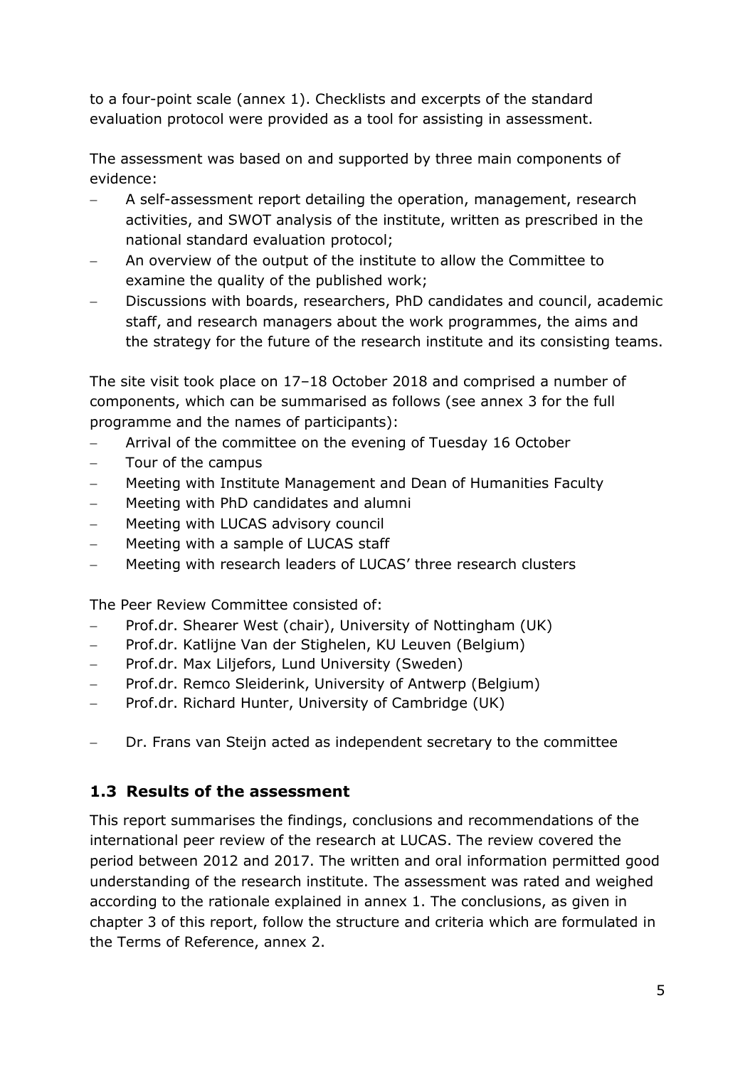to a four-point scale (annex 1). Checklists and excerpts of the standard evaluation protocol were provided as a tool for assisting in assessment.

The assessment was based on and supported by three main components of evidence:

- A self-assessment report detailing the operation, management, research activities, and SWOT analysis of the institute, written as prescribed in the national standard evaluation protocol;
- An overview of the output of the institute to allow the Committee to examine the quality of the published work;
- Discussions with boards, researchers, PhD candidates and council, academic staff, and research managers about the work programmes, the aims and the strategy for the future of the research institute and its consisting teams.

The site visit took place on 17–18 October 2018 and comprised a number of components, which can be summarised as follows (see annex 3 for the full programme and the names of participants):

- Arrival of the committee on the evening of Tuesday 16 October
- Tour of the campus
- Meeting with Institute Management and Dean of Humanities Faculty
- Meeting with PhD candidates and alumni
- Meeting with LUCAS advisory council
- Meeting with a sample of LUCAS staff
- Meeting with research leaders of LUCAS' three research clusters

The Peer Review Committee consisted of:

- Prof.dr. Shearer West (chair), University of Nottingham (UK)
- Prof.dr. Katlijne Van der Stighelen, KU Leuven (Belgium)
- Prof.dr. Max Liljefors, Lund University (Sweden)
- Prof.dr. Remco Sleiderink, University of Antwerp (Belgium)
- Prof.dr. Richard Hunter, University of Cambridge (UK)

- Dr. Frans van Steijn acted as independent secretary to the committee

## 1.3 Results of the assessment

This report summarises the findings, conclusions and recommendations of the international peer review of the research at LUCAS. The review covered the period between 2012 and 2017. The written and oral information permitted good understanding of the research institute. The assessment was rated and weighed according to the rationale explained in annex 1. The conclusions, as given in chapter 3 of this report, follow the structure and criteria which are formulated in the Terms of Reference, annex 2.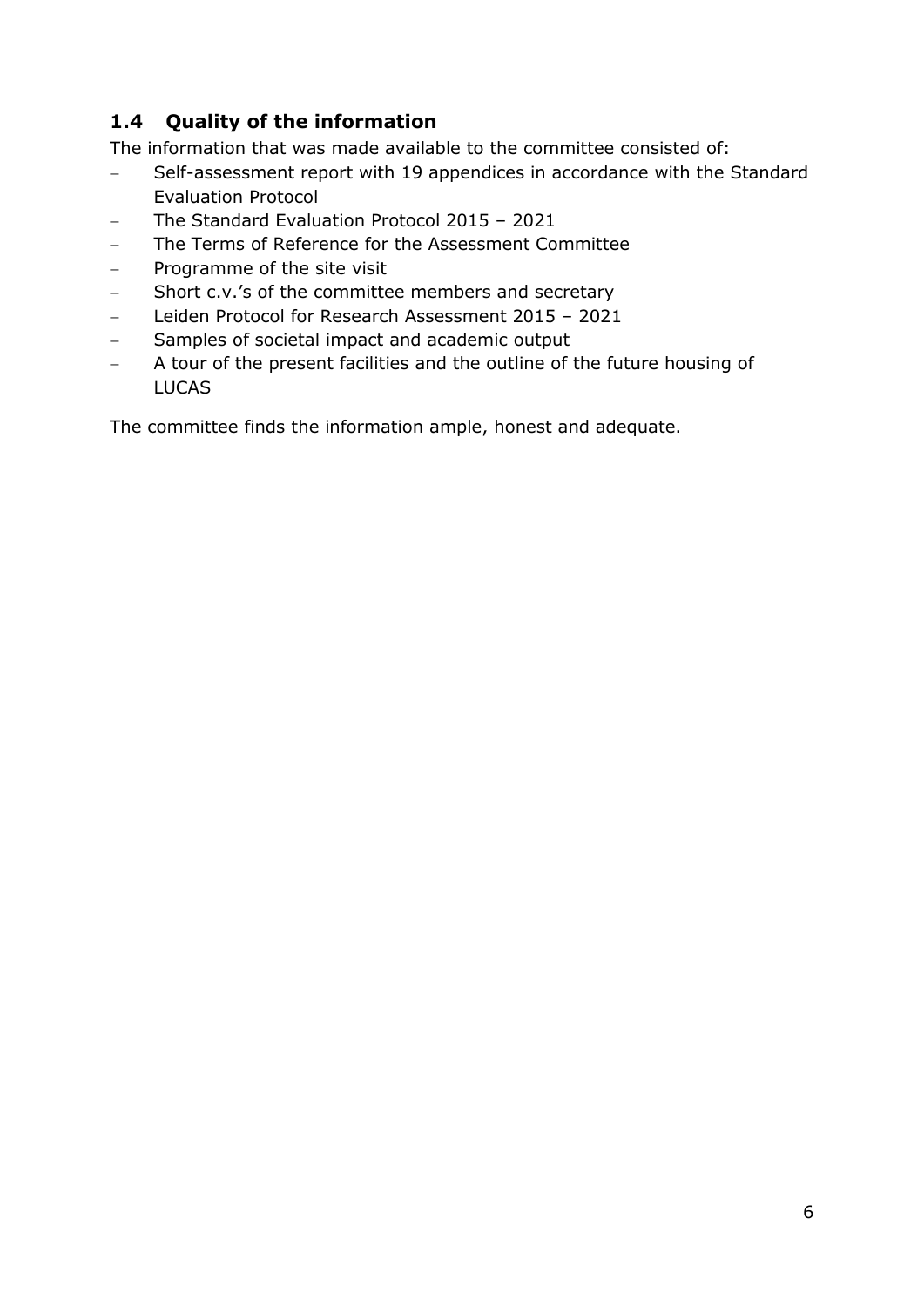## 1.4 Quality of the information

The information that was made available to the committee consisted of:

- Self-assessment report with 19 appendices in accordance with the Standard Evaluation Protocol
- The Standard Evaluation Protocol 2015 – 2021
- The Terms of Reference for the Assessment Committee
- Programme of the site visit
- Short c.v.'s of the committee members and secretary
- Leiden Protocol for Research Assessment 2015 – 2021
- Samples of societal impact and academic output
- A tour of the present facilities and the outline of the future housing of LUCAS

The committee finds the information ample, honest and adequate.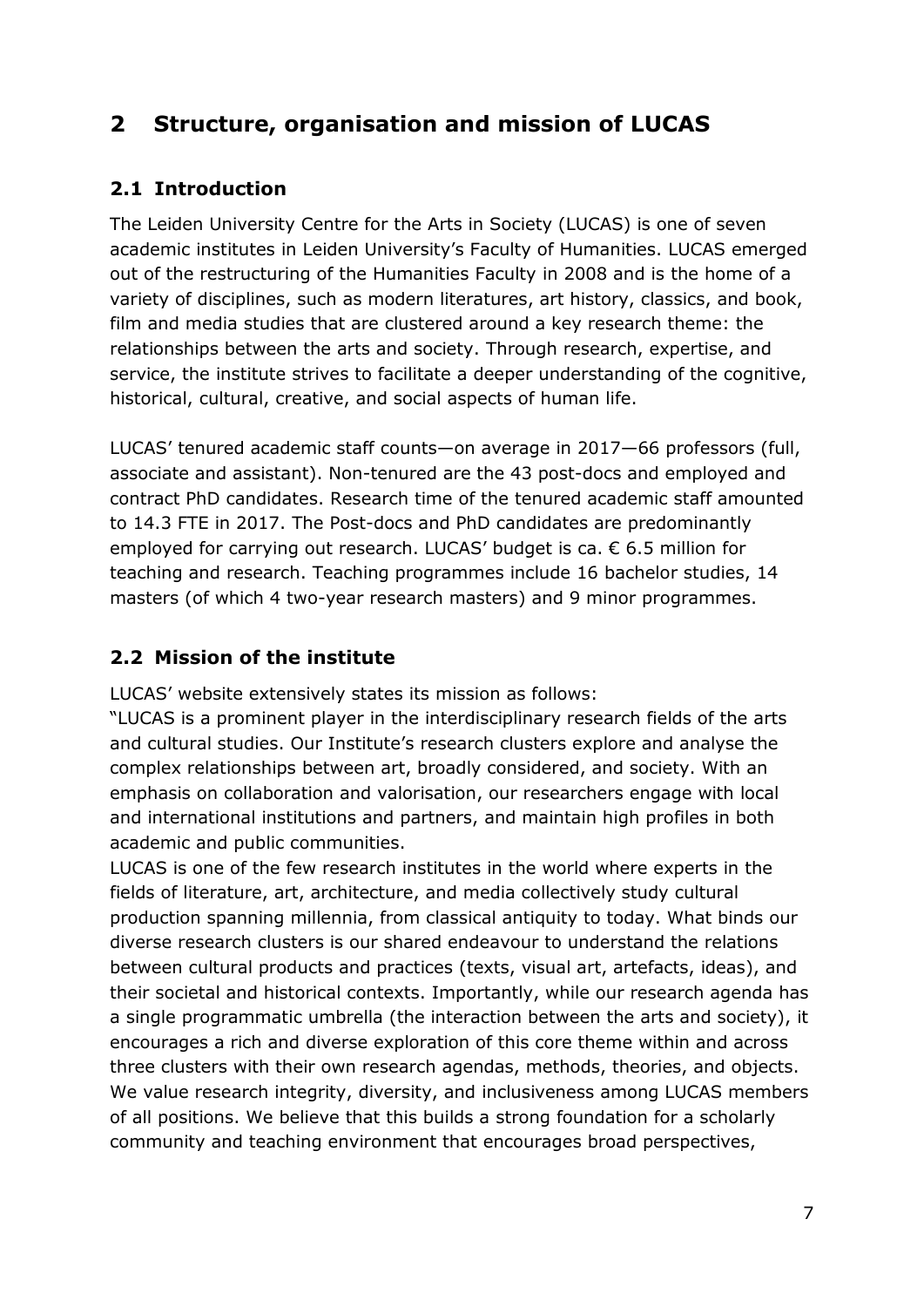# 2 Structure, organisation and mission of LUCAS

## 2.1 Introduction

The Leiden University Centre for the Arts in Society (LUCAS) is one of seven academic institutes in Leiden University's Faculty of Humanities. LUCAS emerged out of the restructuring of the Humanities Faculty in 2008 and is the home of a variety of disciplines, such as modern literatures, art history, classics, and book, film and media studies that are clustered around a key research theme: the relationships between the arts and society. Through research, expertise, and service, the institute strives to facilitate a deeper understanding of the cognitive, historical, cultural, creative, and social aspects of human life.

LUCAS' tenured academic staff counts—on average in 2017—66 professors (full, associate and assistant). Non-tenured are the 43 post-docs and employed and contract PhD candidates. Research time of the tenured academic staff amounted to 14.3 FTE in 2017. The Post-docs and PhD candidates are predominantly employed for carrying out research. LUCAS' budget is ca. € 6.5 million for teaching and research. Teaching programmes include 16 bachelor studies, 14 masters (of which 4 two-year research masters) and 9 minor programmes.

## 2.2 Mission of the institute

LUCAS' website extensively states its mission as follows:

"LUCAS is a prominent player in the interdisciplinary research fields of the arts and cultural studies. Our Institute's research clusters explore and analyse the complex relationships between art, broadly considered, and society. With an emphasis on collaboration and valorisation, our researchers engage with local and international institutions and partners, and maintain high profiles in both academic and public communities.

LUCAS is one of the few research institutes in the world where experts in the fields of literature, art, architecture, and media collectively study cultural production spanning millennia, from classical antiquity to today. What binds our diverse research clusters is our shared endeavour to understand the relations between cultural products and practices (texts, visual art, artefacts, ideas), and their societal and historical contexts. Importantly, while our research agenda has a single programmatic umbrella (the interaction between the arts and society), it encourages a rich and diverse exploration of this core theme within and across three clusters with their own research agendas, methods, theories, and objects. We value research integrity, diversity, and inclusiveness among LUCAS members of all positions. We believe that this builds a strong foundation for a scholarly community and teaching environment that encourages broad perspectives,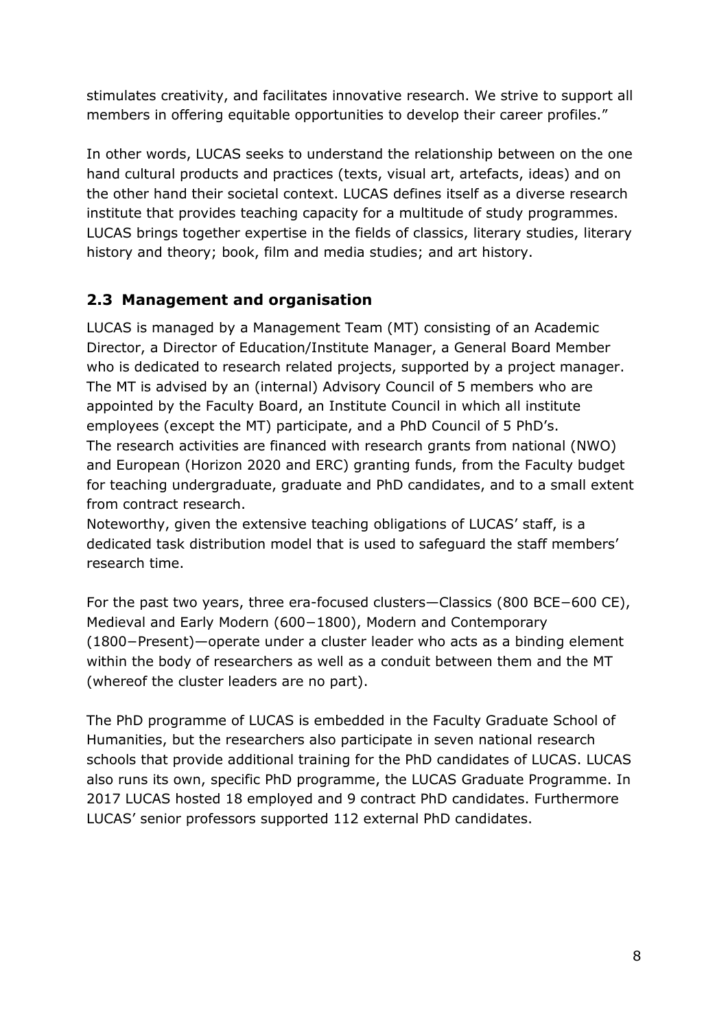stimulates creativity, and facilitates innovative research. We strive to support all members in offering equitable opportunities to develop their career profiles."

In other words, LUCAS seeks to understand the relationship between on the one hand cultural products and practices (texts, visual art, artefacts, ideas) and on the other hand their societal context. LUCAS defines itself as a diverse research institute that provides teaching capacity for a multitude of study programmes. LUCAS brings together expertise in the fields of classics, literary studies, literary history and theory; book, film and media studies; and art history.

## 2.3 Management and organisation

LUCAS is managed by a Management Team (MT) consisting of an Academic Director, a Director of Education/Institute Manager, a General Board Member who is dedicated to research related projects, supported by a project manager. The MT is advised by an (internal) Advisory Council of 5 members who are appointed by the Faculty Board, an Institute Council in which all institute employees (except the MT) participate, and a PhD Council of 5 PhD's.
The research activities are financed with research grants from national (NWO) and European (Horizon 2020 and ERC) granting funds, from the Faculty budget for teaching undergraduate, graduate and PhD candidates, and to a small extent from contract research.
Noteworthy, given the extensive teaching obligations of LUCAS' staff, is a dedicated task distribution model that is used to safeguard the staff members' research time.

For the past two years, three era-focused clusters—Classics (800 BCE−600 CE), Medieval and Early Modern (600−1800), Modern and Contemporary (1800−Present)—operate under a cluster leader who acts as a binding element within the body of researchers as well as a conduit between them and the MT (whereof the cluster leaders are no part).

The PhD programme of LUCAS is embedded in the Faculty Graduate School of Humanities, but the researchers also participate in seven national research schools that provide additional training for the PhD candidates of LUCAS. LUCAS also runs its own, specific PhD programme, the LUCAS Graduate Programme. In 2017 LUCAS hosted 18 employed and 9 contract PhD candidates. Furthermore LUCAS' senior professors supported 112 external PhD candidates.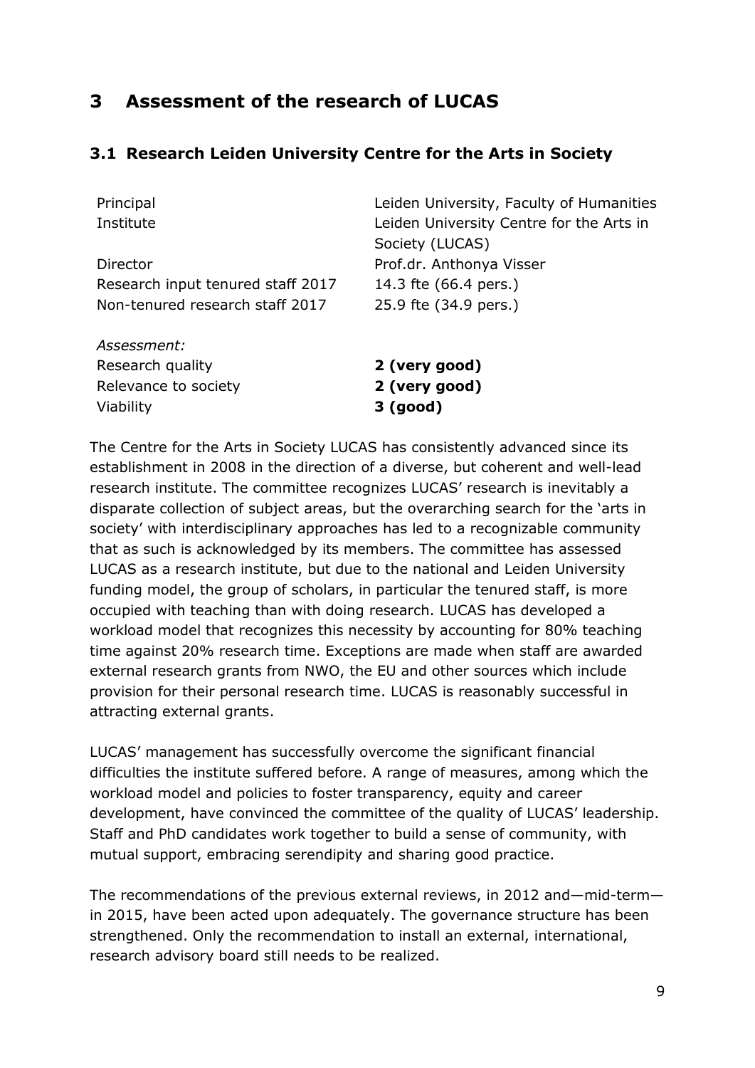# 3 Assessment of the research of LUCAS

## 3.1 Research Leiden University Centre for the Arts in Society

| | |
|---|---|
| Principal | Leiden University, Faculty of Humanities |
| Institute | Leiden University Centre for the Arts in Society (LUCAS) |
| Director | Prof.dr. Anthonya Visser |
| Research input tenured staff 2017 | 14.3 fte (66.4 pers.) |
| Non-tenured research staff 2017 | 25.9 fte (34.9 pers.) |

*Assessment:*

| | |
|---|---|
| Research quality | **2 (very good)** |
| Relevance to society | **2 (very good)** |
| Viability | **3 (good)** |

The Centre for the Arts in Society LUCAS has consistently advanced since its establishment in 2008 in the direction of a diverse, but coherent and well-lead research institute. The committee recognizes LUCAS' research is inevitably a disparate collection of subject areas, but the overarching search for the 'arts in society' with interdisciplinary approaches has led to a recognizable community that as such is acknowledged by its members. The committee has assessed LUCAS as a research institute, but due to the national and Leiden University funding model, the group of scholars, in particular the tenured staff, is more occupied with teaching than with doing research. LUCAS has developed a workload model that recognizes this necessity by accounting for 80% teaching time against 20% research time. Exceptions are made when staff are awarded external research grants from NWO, the EU and other sources which include provision for their personal research time. LUCAS is reasonably successful in attracting external grants.

LUCAS' management has successfully overcome the significant financial difficulties the institute suffered before. A range of measures, among which the workload model and policies to foster transparency, equity and career development, have convinced the committee of the quality of LUCAS' leadership. Staff and PhD candidates work together to build a sense of community, with mutual support, embracing serendipity and sharing good practice.

The recommendations of the previous external reviews, in 2012 and—mid-term—in 2015, have been acted upon adequately. The governance structure has been strengthened. Only the recommendation to install an external, international, research advisory board still needs to be realized.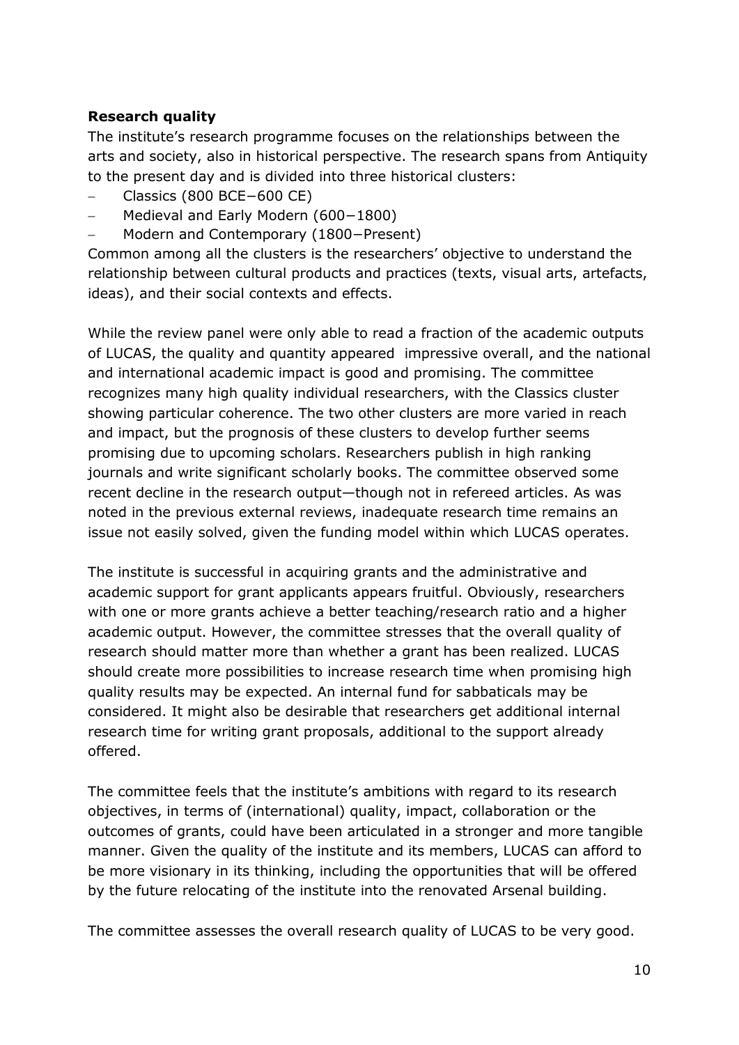**Research quality**

The institute's research programme focuses on the relationships between the arts and society, also in historical perspective. The research spans from Antiquity to the present day and is divided into three historical clusters:

- Classics (800 BCE−600 CE)
- Medieval and Early Modern (600−1800)
- Modern and Contemporary (1800−Present)

Common among all the clusters is the researchers' objective to understand the relationship between cultural products and practices (texts, visual arts, artefacts, ideas), and their social contexts and effects.

While the review panel were only able to read a fraction of the academic outputs of LUCAS, the quality and quantity appeared impressive overall, and the national and international academic impact is good and promising. The committee recognizes many high quality individual researchers, with the Classics cluster showing particular coherence. The two other clusters are more varied in reach and impact, but the prognosis of these clusters to develop further seems promising due to upcoming scholars. Researchers publish in high ranking journals and write significant scholarly books. The committee observed some recent decline in the research output—though not in refereed articles. As was noted in the previous external reviews, inadequate research time remains an issue not easily solved, given the funding model within which LUCAS operates.

The institute is successful in acquiring grants and the administrative and academic support for grant applicants appears fruitful. Obviously, researchers with one or more grants achieve a better teaching/research ratio and a higher academic output. However, the committee stresses that the overall quality of research should matter more than whether a grant has been realized. LUCAS should create more possibilities to increase research time when promising high quality results may be expected. An internal fund for sabbaticals may be considered. It might also be desirable that researchers get additional internal research time for writing grant proposals, additional to the support already offered.

The committee feels that the institute's ambitions with regard to its research objectives, in terms of (international) quality, impact, collaboration or the outcomes of grants, could have been articulated in a stronger and more tangible manner. Given the quality of the institute and its members, LUCAS can afford to be more visionary in its thinking, including the opportunities that will be offered by the future relocating of the institute into the renovated Arsenal building.

The committee assesses the overall research quality of LUCAS to be very good.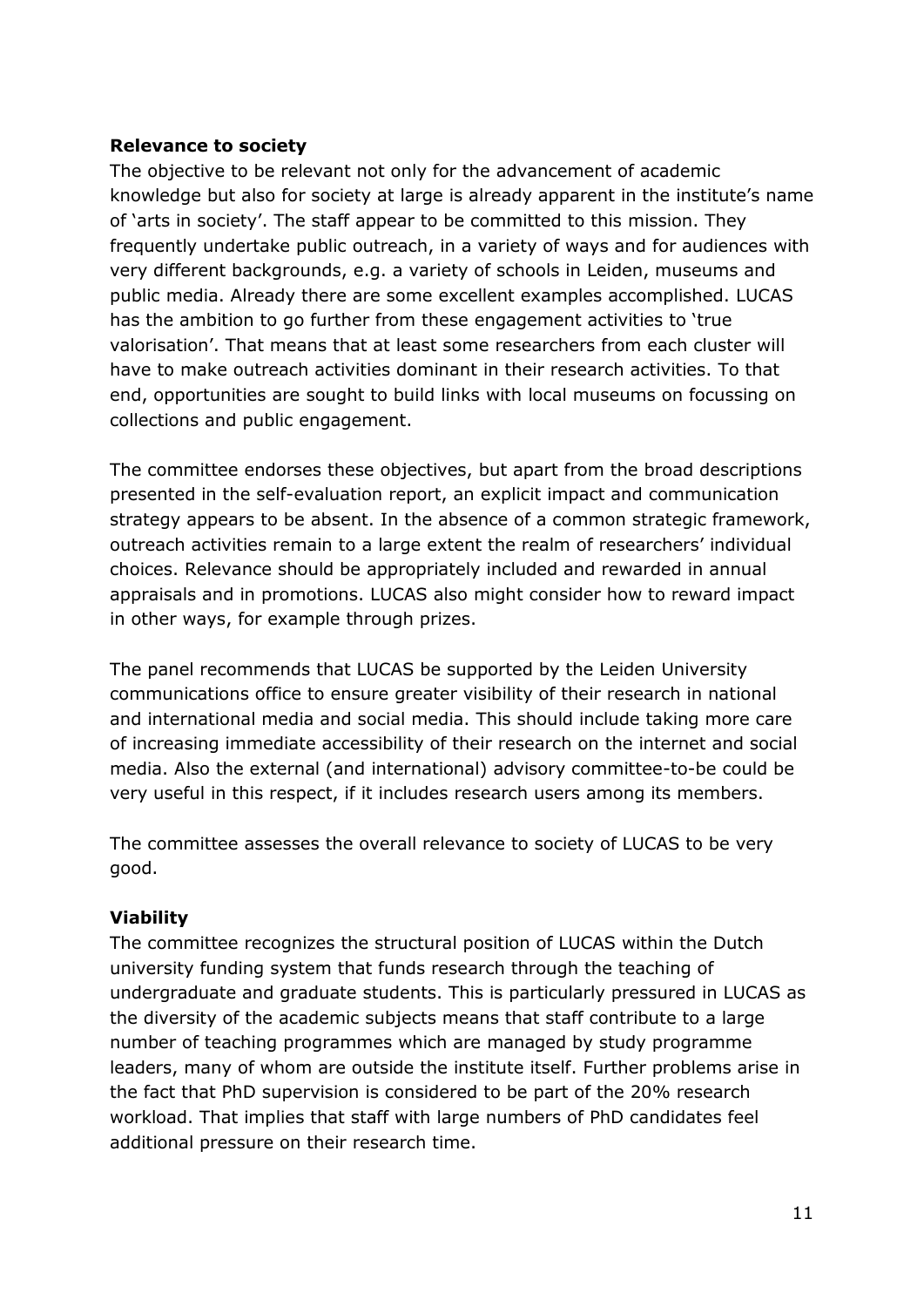**Relevance to society**

The objective to be relevant not only for the advancement of academic knowledge but also for society at large is already apparent in the institute's name of 'arts in society'. The staff appear to be committed to this mission. They frequently undertake public outreach, in a variety of ways and for audiences with very different backgrounds, e.g. a variety of schools in Leiden, museums and public media. Already there are some excellent examples accomplished. LUCAS has the ambition to go further from these engagement activities to 'true valorisation'. That means that at least some researchers from each cluster will have to make outreach activities dominant in their research activities. To that end, opportunities are sought to build links with local museums on focussing on collections and public engagement.

The committee endorses these objectives, but apart from the broad descriptions presented in the self-evaluation report, an explicit impact and communication strategy appears to be absent. In the absence of a common strategic framework, outreach activities remain to a large extent the realm of researchers' individual choices. Relevance should be appropriately included and rewarded in annual appraisals and in promotions. LUCAS also might consider how to reward impact in other ways, for example through prizes.

The panel recommends that LUCAS be supported by the Leiden University communications office to ensure greater visibility of their research in national and international media and social media. This should include taking more care of increasing immediate accessibility of their research on the internet and social media. Also the external (and international) advisory committee-to-be could be very useful in this respect, if it includes research users among its members.

The committee assesses the overall relevance to society of LUCAS to be very good.

**Viability**

The committee recognizes the structural position of LUCAS within the Dutch university funding system that funds research through the teaching of undergraduate and graduate students. This is particularly pressured in LUCAS as the diversity of the academic subjects means that staff contribute to a large number of teaching programmes which are managed by study programme leaders, many of whom are outside the institute itself. Further problems arise in the fact that PhD supervision is considered to be part of the 20% research workload. That implies that staff with large numbers of PhD candidates feel additional pressure on their research time.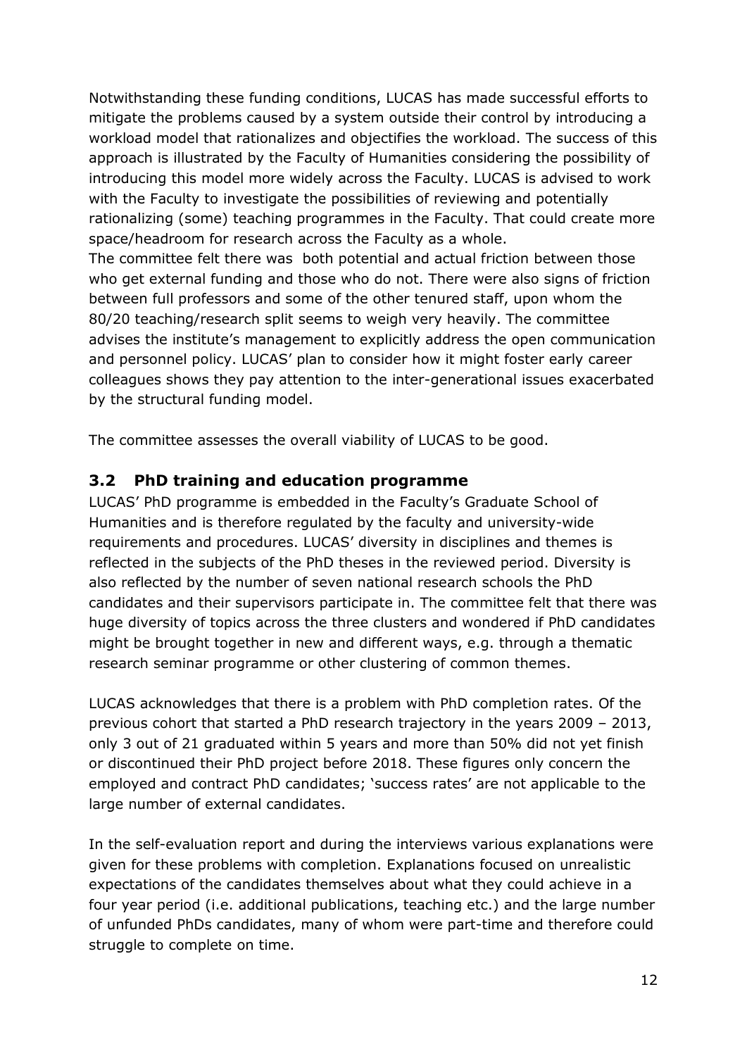Notwithstanding these funding conditions, LUCAS has made successful efforts to mitigate the problems caused by a system outside their control by introducing a workload model that rationalizes and objectifies the workload. The success of this approach is illustrated by the Faculty of Humanities considering the possibility of introducing this model more widely across the Faculty. LUCAS is advised to work with the Faculty to investigate the possibilities of reviewing and potentially rationalizing (some) teaching programmes in the Faculty. That could create more space/headroom for research across the Faculty as a whole.
The committee felt there was both potential and actual friction between those who get external funding and those who do not. There were also signs of friction between full professors and some of the other tenured staff, upon whom the 80/20 teaching/research split seems to weigh very heavily. The committee advises the institute's management to explicitly address the open communication and personnel policy. LUCAS' plan to consider how it might foster early career colleagues shows they pay attention to the inter-generational issues exacerbated by the structural funding model.

The committee assesses the overall viability of LUCAS to be good.

## 3.2 PhD training and education programme

LUCAS' PhD programme is embedded in the Faculty's Graduate School of Humanities and is therefore regulated by the faculty and university-wide requirements and procedures. LUCAS' diversity in disciplines and themes is reflected in the subjects of the PhD theses in the reviewed period. Diversity is also reflected by the number of seven national research schools the PhD candidates and their supervisors participate in. The committee felt that there was huge diversity of topics across the three clusters and wondered if PhD candidates might be brought together in new and different ways, e.g. through a thematic research seminar programme or other clustering of common themes.

LUCAS acknowledges that there is a problem with PhD completion rates. Of the previous cohort that started a PhD research trajectory in the years 2009 – 2013, only 3 out of 21 graduated within 5 years and more than 50% did not yet finish or discontinued their PhD project before 2018. These figures only concern the employed and contract PhD candidates; 'success rates' are not applicable to the large number of external candidates.

In the self-evaluation report and during the interviews various explanations were given for these problems with completion. Explanations focused on unrealistic expectations of the candidates themselves about what they could achieve in a four year period (i.e. additional publications, teaching etc.) and the large number of unfunded PhDs candidates, many of whom were part-time and therefore could struggle to complete on time.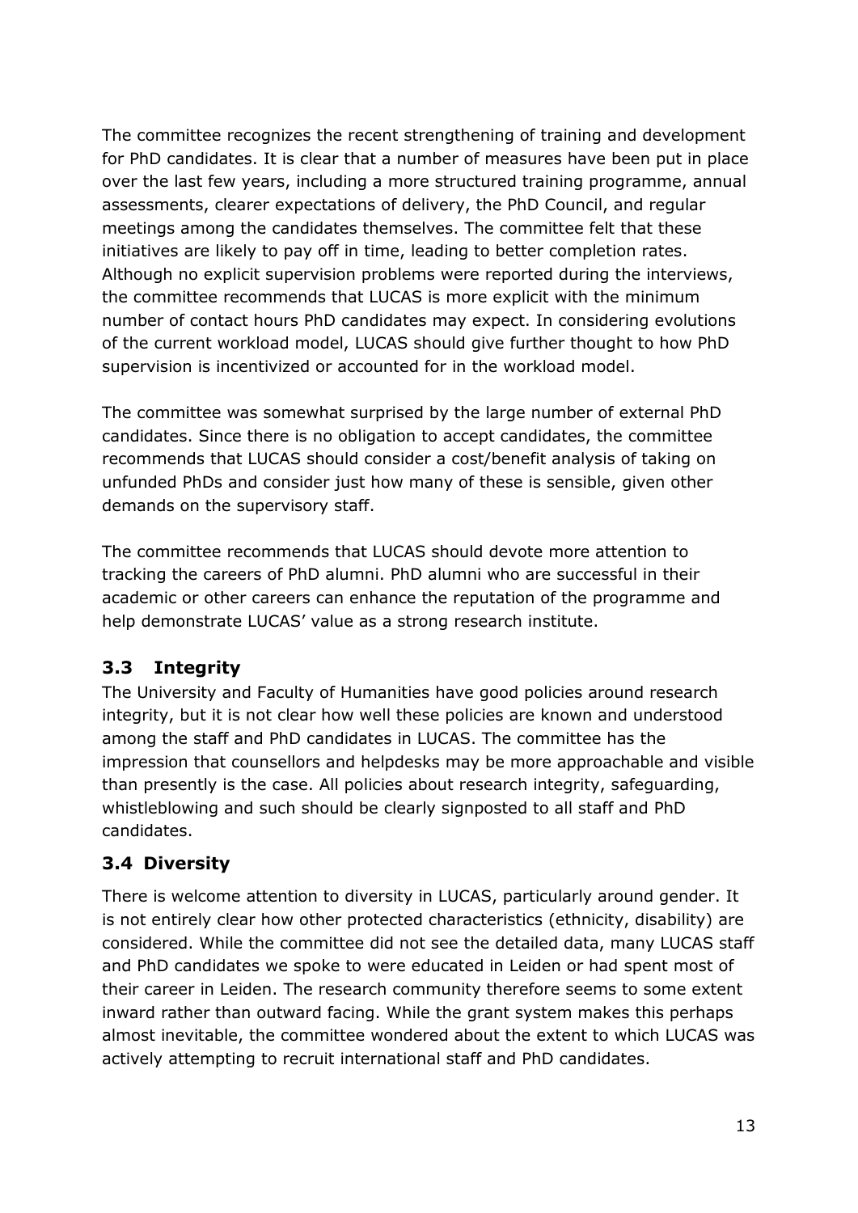The committee recognizes the recent strengthening of training and development for PhD candidates. It is clear that a number of measures have been put in place over the last few years, including a more structured training programme, annual assessments, clearer expectations of delivery, the PhD Council, and regular meetings among the candidates themselves. The committee felt that these initiatives are likely to pay off in time, leading to better completion rates. Although no explicit supervision problems were reported during the interviews, the committee recommends that LUCAS is more explicit with the minimum number of contact hours PhD candidates may expect. In considering evolutions of the current workload model, LUCAS should give further thought to how PhD supervision is incentivized or accounted for in the workload model.

The committee was somewhat surprised by the large number of external PhD candidates. Since there is no obligation to accept candidates, the committee recommends that LUCAS should consider a cost/benefit analysis of taking on unfunded PhDs and consider just how many of these is sensible, given other demands on the supervisory staff.

The committee recommends that LUCAS should devote more attention to tracking the careers of PhD alumni. PhD alumni who are successful in their academic or other careers can enhance the reputation of the programme and help demonstrate LUCAS' value as a strong research institute.

### 3.3 Integrity

The University and Faculty of Humanities have good policies around research integrity, but it is not clear how well these policies are known and understood among the staff and PhD candidates in LUCAS. The committee has the impression that counsellors and helpdesks may be more approachable and visible than presently is the case. All policies about research integrity, safeguarding, whistleblowing and such should be clearly signposted to all staff and PhD candidates.

### 3.4 Diversity

There is welcome attention to diversity in LUCAS, particularly around gender. It is not entirely clear how other protected characteristics (ethnicity, disability) are considered. While the committee did not see the detailed data, many LUCAS staff and PhD candidates we spoke to were educated in Leiden or had spent most of their career in Leiden. The research community therefore seems to some extent inward rather than outward facing. While the grant system makes this perhaps almost inevitable, the committee wondered about the extent to which LUCAS was actively attempting to recruit international staff and PhD candidates.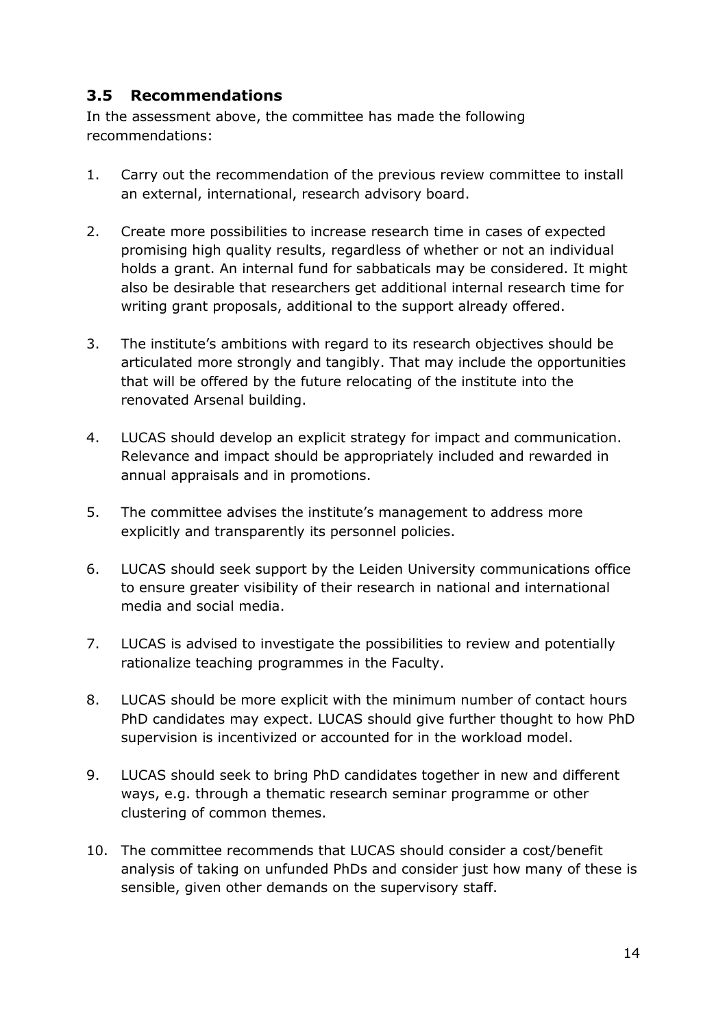### 3.5 Recommendations

In the assessment above, the committee has made the following recommendations:

1. Carry out the recommendation of the previous review committee to install an external, international, research advisory board.

2. Create more possibilities to increase research time in cases of expected promising high quality results, regardless of whether or not an individual holds a grant. An internal fund for sabbaticals may be considered. It might also be desirable that researchers get additional internal research time for writing grant proposals, additional to the support already offered.

3. The institute's ambitions with regard to its research objectives should be articulated more strongly and tangibly. That may include the opportunities that will be offered by the future relocating of the institute into the renovated Arsenal building.

4. LUCAS should develop an explicit strategy for impact and communication. Relevance and impact should be appropriately included and rewarded in annual appraisals and in promotions.

5. The committee advises the institute's management to address more explicitly and transparently its personnel policies.

6. LUCAS should seek support by the Leiden University communications office to ensure greater visibility of their research in national and international media and social media.

7. LUCAS is advised to investigate the possibilities to review and potentially rationalize teaching programmes in the Faculty.

8. LUCAS should be more explicit with the minimum number of contact hours PhD candidates may expect. LUCAS should give further thought to how PhD supervision is incentivized or accounted for in the workload model.

9. LUCAS should seek to bring PhD candidates together in new and different ways, e.g. through a thematic research seminar programme or other clustering of common themes.

10. The committee recommends that LUCAS should consider a cost/benefit analysis of taking on unfunded PhDs and consider just how many of these is sensible, given other demands on the supervisory staff.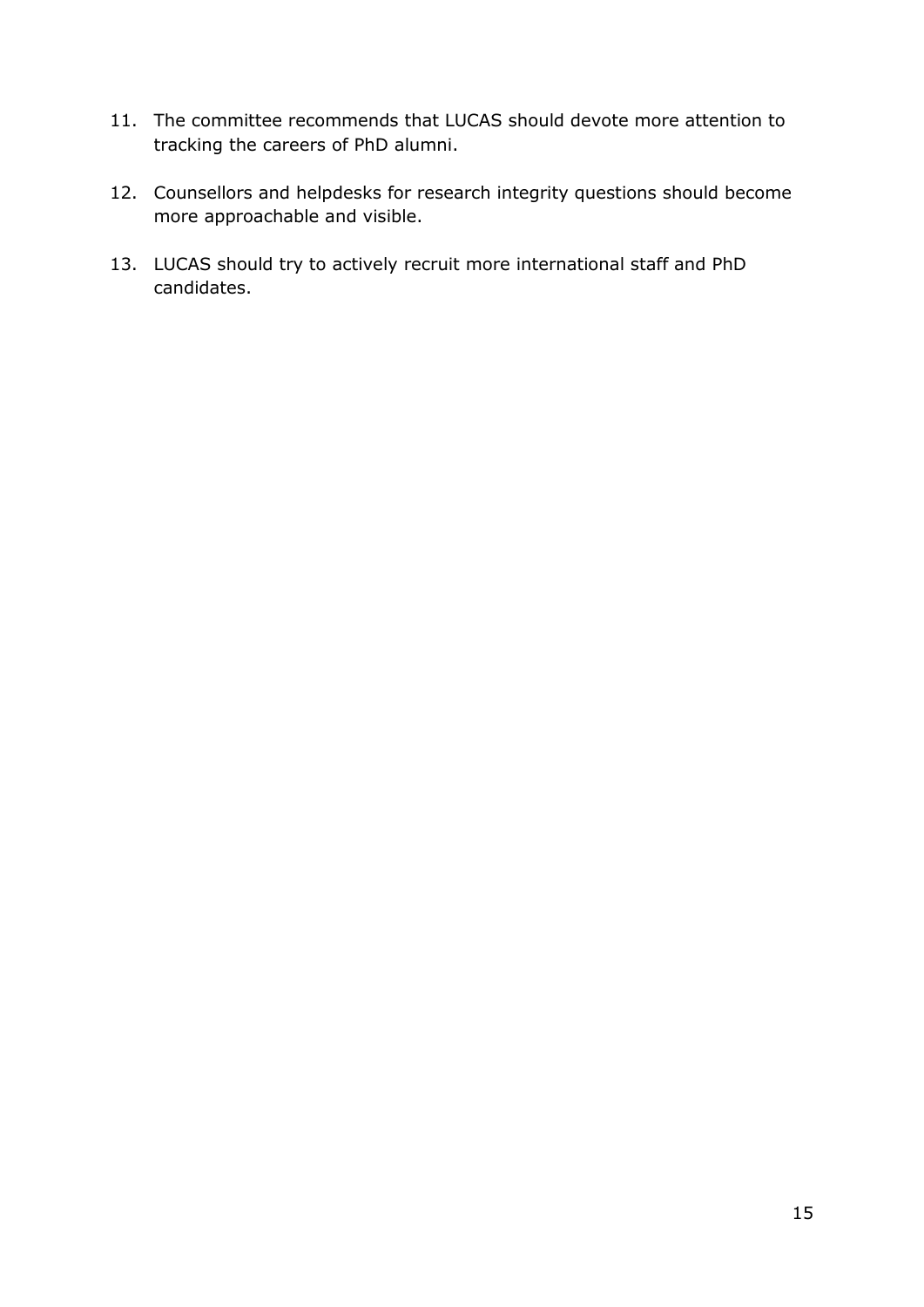11. The committee recommends that LUCAS should devote more attention to tracking the careers of PhD alumni.

12. Counsellors and helpdesks for research integrity questions should become more approachable and visible.

13. LUCAS should try to actively recruit more international staff and PhD candidates.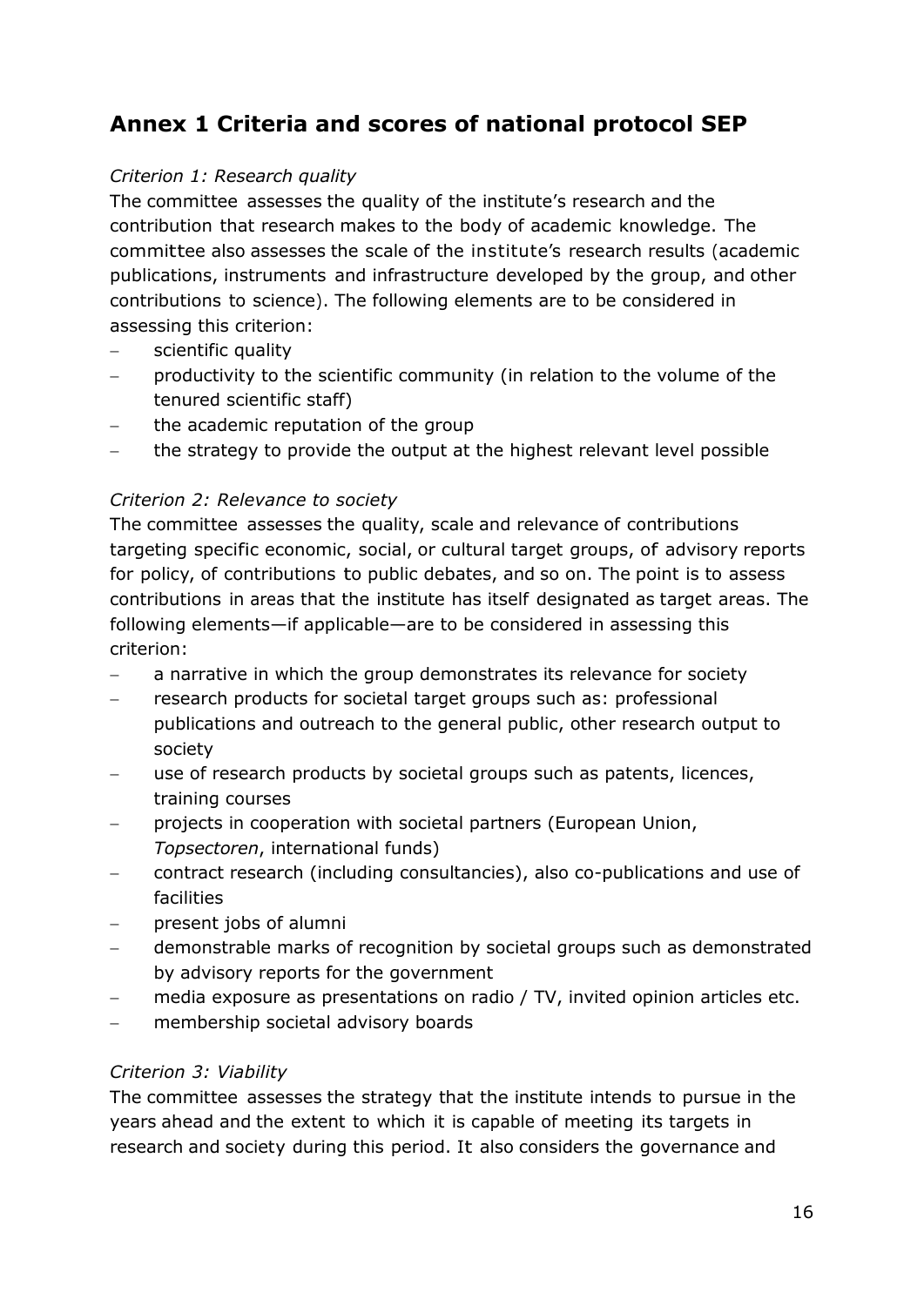# Annex 1 Criteria and scores of national protocol SEP

*Criterion 1: Research quality*

The committee assesses the quality of the institute's research and the contribution that research makes to the body of academic knowledge. The committee also assesses the scale of the institute's research results (academic publications, instruments and infrastructure developed by the group, and other contributions to science). The following elements are to be considered in assessing this criterion:

- scientific quality
- productivity to the scientific community (in relation to the volume of the tenured scientific staff)
- the academic reputation of the group
- the strategy to provide the output at the highest relevant level possible

*Criterion 2: Relevance to society*

The committee assesses the quality, scale and relevance of contributions targeting specific economic, social, or cultural target groups, of advisory reports for policy, of contributions to public debates, and so on. The point is to assess contributions in areas that the institute has itself designated as target areas. The following elements—if applicable—are to be considered in assessing this criterion:

- a narrative in which the group demonstrates its relevance for society
- research products for societal target groups such as: professional publications and outreach to the general public, other research output to society
- use of research products by societal groups such as patents, licences, training courses
- projects in cooperation with societal partners (European Union, *Topsectoren*, international funds)
- contract research (including consultancies), also co-publications and use of facilities
- present jobs of alumni
- demonstrable marks of recognition by societal groups such as demonstrated by advisory reports for the government
- media exposure as presentations on radio / TV, invited opinion articles etc.
- membership societal advisory boards

*Criterion 3: Viability*

The committee assesses the strategy that the institute intends to pursue in the years ahead and the extent to which it is capable of meeting its targets in research and society during this period. It also considers the governance and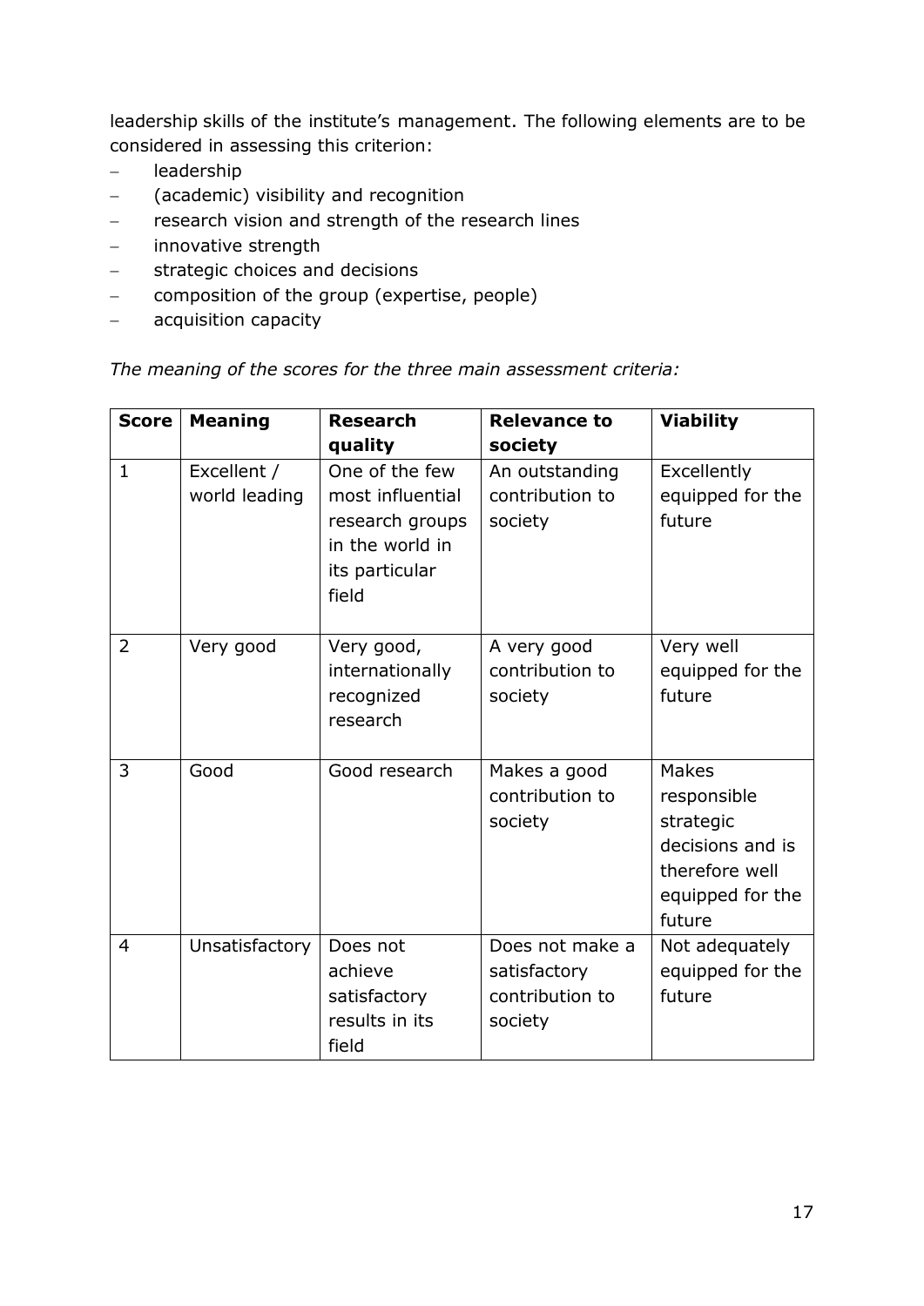leadership skills of the institute's management. The following elements are to be considered in assessing this criterion:

- leadership
- (academic) visibility and recognition
- research vision and strength of the research lines
- innovative strength
- strategic choices and decisions
- composition of the group (expertise, people)
- acquisition capacity

*The meaning of the scores for the three main assessment criteria:*

| Score | Meaning | Research quality | Relevance to society | Viability |
|---|---|---|---|---|
| 1 | Excellent / world leading | One of the few most influential research groups in the world in its particular field | An outstanding contribution to society | Excellently equipped for the future |
| 2 | Very good | Very good, internationally recognized research | A very good contribution to society | Very well equipped for the future |
| 3 | Good | Good research | Makes a good contribution to society | Makes responsible strategic decisions and is therefore well equipped for the future |
| 4 | Unsatisfactory | Does not achieve satisfactory results in its field | Does not make a satisfactory contribution to society | Not adequately equipped for the future |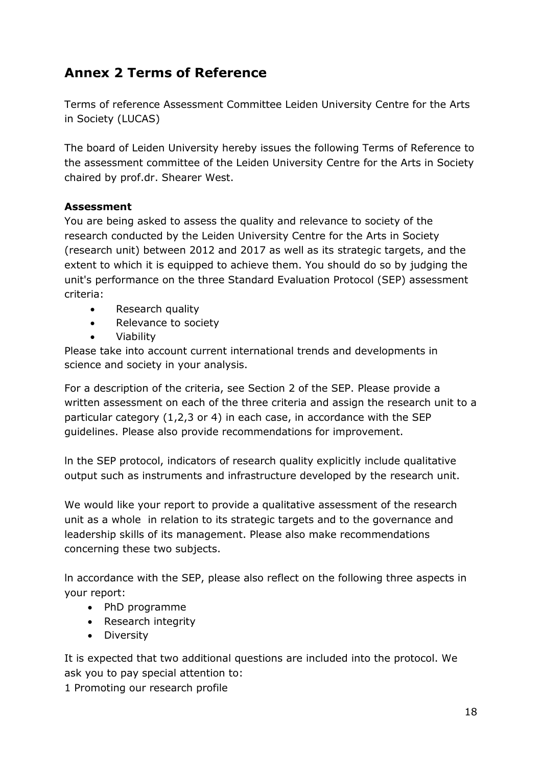## Annex 2 Terms of Reference

Terms of reference Assessment Committee Leiden University Centre for the Arts in Society (LUCAS)

The board of Leiden University hereby issues the following Terms of Reference to the assessment committee of the Leiden University Centre for the Arts in Society chaired by prof.dr. Shearer West.

**Assessment**

You are being asked to assess the quality and relevance to society of the research conducted by the Leiden University Centre for the Arts in Society (research unit) between 2012 and 2017 as well as its strategic targets, and the extent to which it is equipped to achieve them. You should do so by judging the unit's performance on the three Standard Evaluation Protocol (SEP) assessment criteria:

- Research quality
- Relevance to society
- Viability

Please take into account current international trends and developments in science and society in your analysis.

For a description of the criteria, see Section 2 of the SEP. Please provide a written assessment on each of the three criteria and assign the research unit to a particular category (1,2,3 or 4) in each case, in accordance with the SEP guidelines. Please also provide recommendations for improvement.

ln the SEP protocol, indicators of research quality explicitly include qualitative output such as instruments and infrastructure developed by the research unit.

We would like your report to provide a qualitative assessment of the research unit as a whole in relation to its strategic targets and to the governance and leadership skills of its management. Please also make recommendations concerning these two subjects.

ln accordance with the SEP, please also reflect on the following three aspects in your report:

- PhD programme
- Research integrity
- Diversity

It is expected that two additional questions are included into the protocol. We ask you to pay special attention to:

1 Promoting our research profile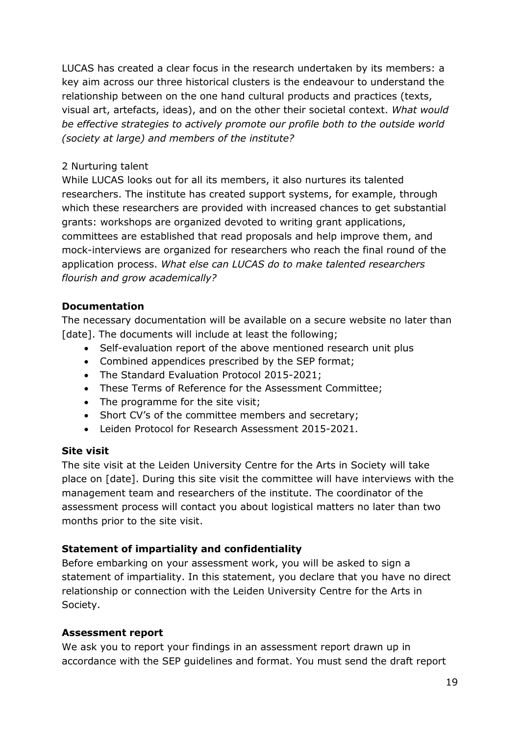LUCAS has created a clear focus in the research undertaken by its members: a key aim across our three historical clusters is the endeavour to understand the relationship between on the one hand cultural products and practices (texts, visual art, artefacts, ideas), and on the other their societal context. *What would be effective strategies to actively promote our profile both to the outside world (society at large) and members of the institute?*

2 Nurturing talent

While LUCAS looks out for all its members, it also nurtures its talented researchers. The institute has created support systems, for example, through which these researchers are provided with increased chances to get substantial grants: workshops are organized devoted to writing grant applications, committees are established that read proposals and help improve them, and mock-interviews are organized for researchers who reach the final round of the application process. *What else can LUCAS do to make talented researchers flourish and grow academically?*

**Documentation**

The necessary documentation will be available on a secure website no later than [date]. The documents will include at least the following;

- Self-evaluation report of the above mentioned research unit plus
- Combined appendices prescribed by the SEP format;
- The Standard Evaluation Protocol 2015-2021;
- These Terms of Reference for the Assessment Committee;
- The programme for the site visit;
- Short CV's of the committee members and secretary;
- Leiden Protocol for Research Assessment 2015-2021.

**Site visit**

The site visit at the Leiden University Centre for the Arts in Society will take place on [date]. During this site visit the committee will have interviews with the management team and researchers of the institute. The coordinator of the assessment process will contact you about logistical matters no later than two months prior to the site visit.

**Statement of impartiality and confidentiality**

Before embarking on your assessment work, you will be asked to sign a statement of impartiality. In this statement, you declare that you have no direct relationship or connection with the Leiden University Centre for the Arts in Society.

**Assessment report**

We ask you to report your findings in an assessment report drawn up in accordance with the SEP guidelines and format. You must send the draft report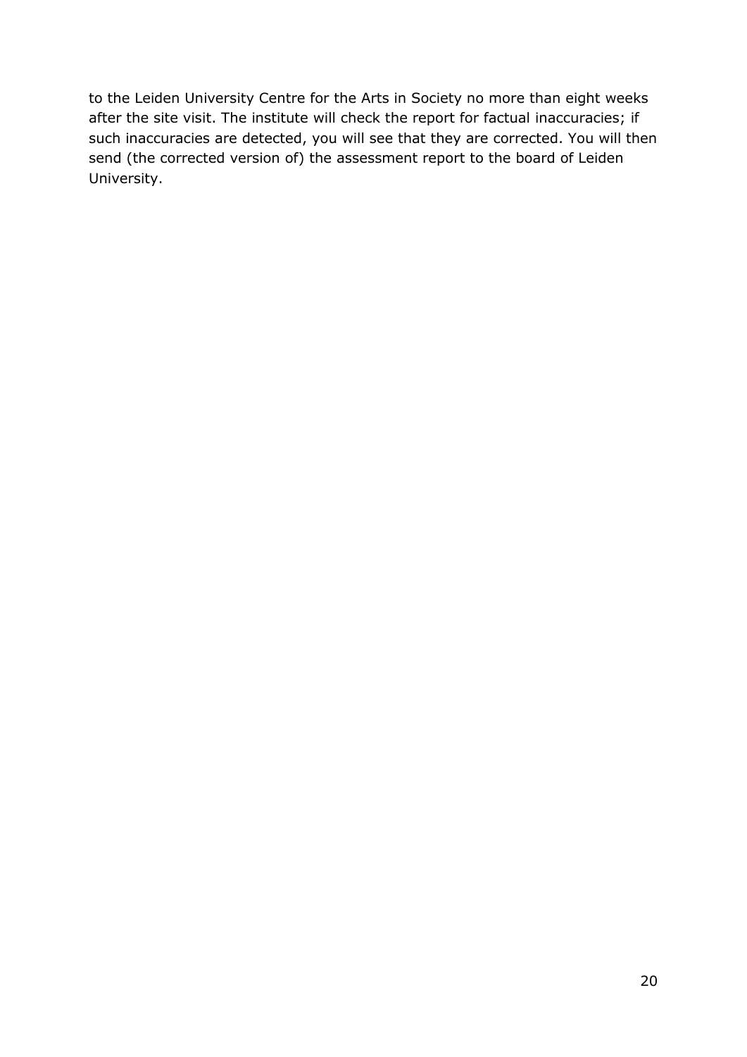to the Leiden University Centre for the Arts in Society no more than eight weeks after the site visit. The institute will check the report for factual inaccuracies; if such inaccuracies are detected, you will see that they are corrected. You will then send (the corrected version of) the assessment report to the board of Leiden University.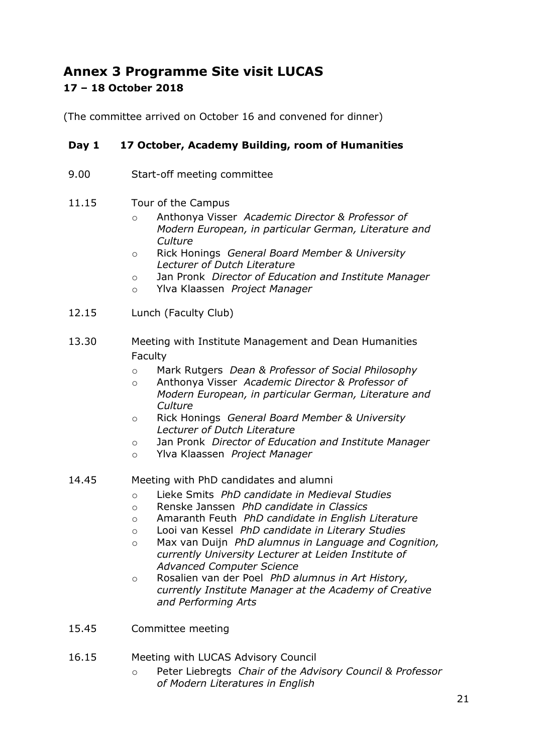# Annex 3 Programme Site visit LUCAS

## 17 – 18 October 2018

(The committee arrived on October 16 and convened for dinner)

### Day 1 17 October, Academy Building, room of Humanities

9.00 Start-off meeting committee

11.15 Tour of the Campus

- Anthonya Visser *Academic Director & Professor of Modern European, in particular German, Literature and Culture*
- Rick Honings *General Board Member & University Lecturer of Dutch Literature*
- Jan Pronk *Director of Education and Institute Manager*
- Ylva Klaassen *Project Manager*

12.15 Lunch (Faculty Club)

13.30 Meeting with Institute Management and Dean Humanities Faculty

- Mark Rutgers *Dean & Professor of Social Philosophy*
- Anthonya Visser *Academic Director & Professor of Modern European, in particular German, Literature and Culture*
- Rick Honings *General Board Member & University Lecturer of Dutch Literature*
- Jan Pronk *Director of Education and Institute Manager*
- Ylva Klaassen *Project Manager*

14.45 Meeting with PhD candidates and alumni

- Lieke Smits *PhD candidate in Medieval Studies*
- Renske Janssen *PhD candidate in Classics*
- Amaranth Feuth *PhD candidate in English Literature*
- Looi van Kessel *PhD candidate in Literary Studies*
- Max van Duijn *PhD alumnus in Language and Cognition, currently University Lecturer at Leiden Institute of Advanced Computer Science*
- Rosalien van der Poel *PhD alumnus in Art History, currently Institute Manager at the Academy of Creative and Performing Arts*

15.45 Committee meeting

16.15 Meeting with LUCAS Advisory Council

- Peter Liebregts *Chair of the Advisory Council & Professor of Modern Literatures in English*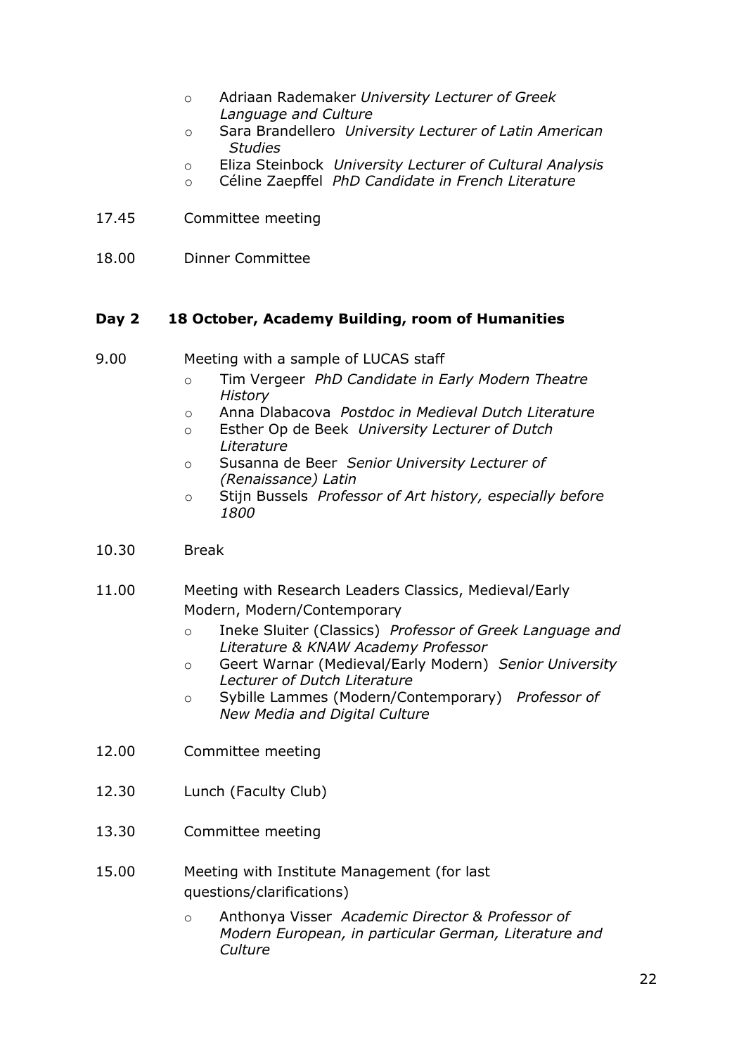- Adriaan Rademaker *University Lecturer of Greek Language and Culture*
- Sara Brandellero *University Lecturer of Latin American Studies*
- Eliza Steinbock *University Lecturer of Cultural Analysis*
- Céline Zaepffel *PhD Candidate in French Literature*

17.45 Committee meeting

18.00 Dinner Committee

**Day 2 18 October, Academy Building, room of Humanities**

9.00 Meeting with a sample of LUCAS staff

- Tim Vergeer *PhD Candidate in Early Modern Theatre History*
- Anna Dlabacova *Postdoc in Medieval Dutch Literature*
- Esther Op de Beek *University Lecturer of Dutch Literature*
- Susanna de Beer *Senior University Lecturer of (Renaissance) Latin*
- Stijn Bussels *Professor of Art history, especially before 1800*

10.30 Break

11.00 Meeting with Research Leaders Classics, Medieval/Early Modern, Modern/Contemporary

- Ineke Sluiter (Classics) *Professor of Greek Language and Literature & KNAW Academy Professor*
- Geert Warnar (Medieval/Early Modern) *Senior University Lecturer of Dutch Literature*
- Sybille Lammes (Modern/Contemporary) *Professor of New Media and Digital Culture*

12.00 Committee meeting

12.30 Lunch (Faculty Club)

13.30 Committee meeting

15.00 Meeting with Institute Management (for last questions/clarifications)

- Anthonya Visser *Academic Director & Professor of Modern European, in particular German, Literature and Culture*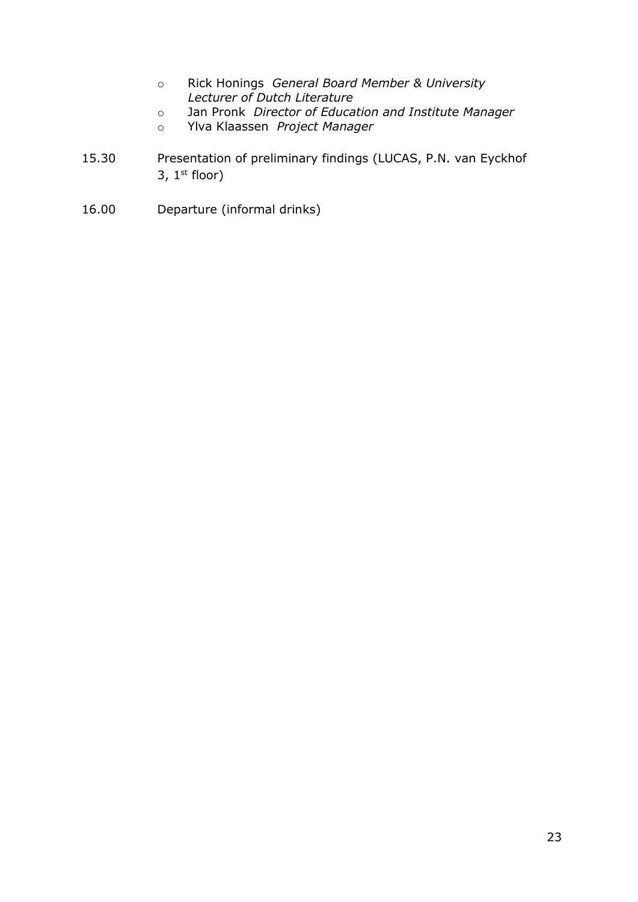- Rick Honings *General Board Member & University Lecturer of Dutch Literature*
- Jan Pronk *Director of Education and Institute Manager*
- Ylva Klaassen *Project Manager*

15.30 Presentation of preliminary findings (LUCAS, P.N. van Eyckhof 3, 1st floor)

16.00 Departure (informal drinks)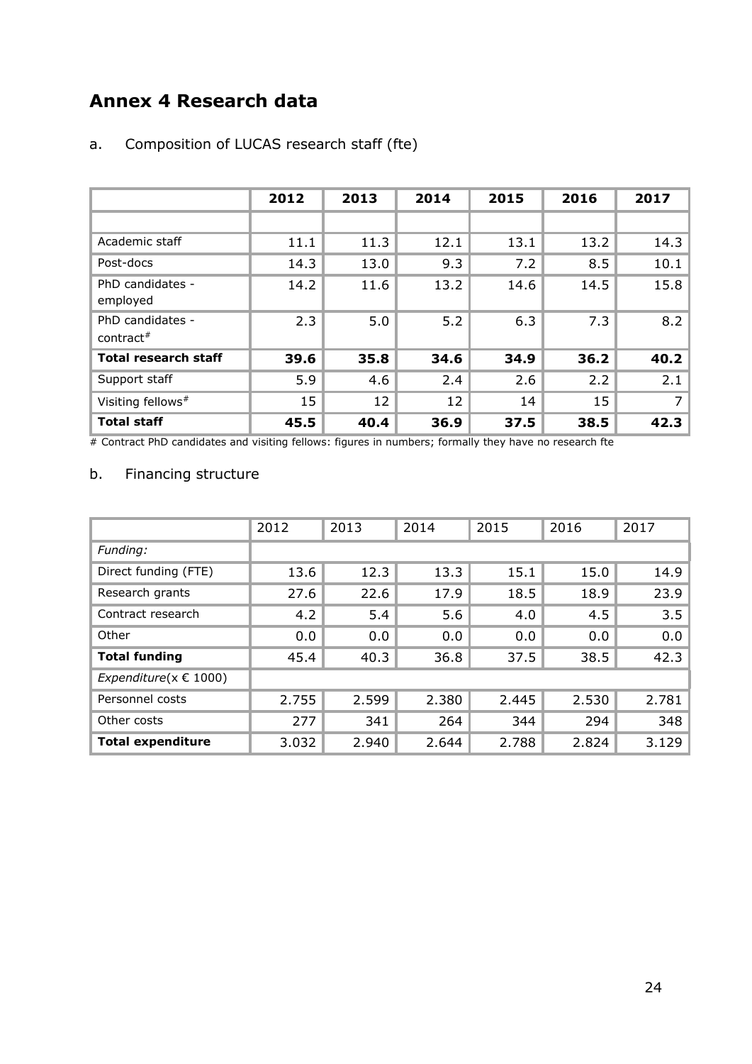# Annex 4 Research data

a. Composition of LUCAS research staff (fte)

| | **2012** | **2013** | **2014** | **2015** | **2016** | **2017** |
|---|---|---|---|---|---|---|
| | | | | | | |
| Academic staff | 11.1 | 11.3 | 12.1 | 13.1 | 13.2 | 14.3 |
| Post-docs | 14.3 | 13.0 | 9.3 | 7.2 | 8.5 | 10.1 |
| PhD candidates - employed | 14.2 | 11.6 | 13.2 | 14.6 | 14.5 | 15.8 |
| PhD candidates - contract[#] | 2.3 | 5.0 | 5.2 | 6.3 | 7.3 | 8.2 |
| **Total research staff** | **39.6** | **35.8** | **34.6** | **34.9** | **36.2** | **40.2** |
| Support staff | 5.9 | 4.6 | 2.4 | 2.6 | 2.2 | 2.1 |
| Visiting fellows[#] | 15 | 12 | 12 | 14 | 15 | 7 |
| **Total staff** | **45.5** | **40.4** | **36.9** | **37.5** | **38.5** | **42.3** |

# Contract PhD candidates and visiting fellows: figures in numbers; formally they have no research fte

b. Financing structure

| | 2012 | 2013 | 2014 | 2015 | 2016 | 2017 |
|---|---|---|---|---|---|---|
| *Funding:* | | | | | | |
| Direct funding (FTE) | 13.6 | 12.3 | 13.3 | 15.1 | 15.0 | 14.9 |
| Research grants | 27.6 | 22.6 | 17.9 | 18.5 | 18.9 | 23.9 |
| Contract research | 4.2 | 5.4 | 5.6 | 4.0 | 4.5 | 3.5 |
| Other | 0.0 | 0.0 | 0.0 | 0.0 | 0.0 | 0.0 |
| **Total funding** | 45.4 | 40.3 | 36.8 | 37.5 | 38.5 | 42.3 |
| *Expenditure*(x € 1000) | | | | | | |
| Personnel costs | 2.755 | 2.599 | 2.380 | 2.445 | 2.530 | 2.781 |
| Other costs | 277 | 341 | 264 | 344 | 294 | 348 |
| **Total expenditure** | 3.032 | 2.940 | 2.644 | 2.788 | 2.824 | 3.129 |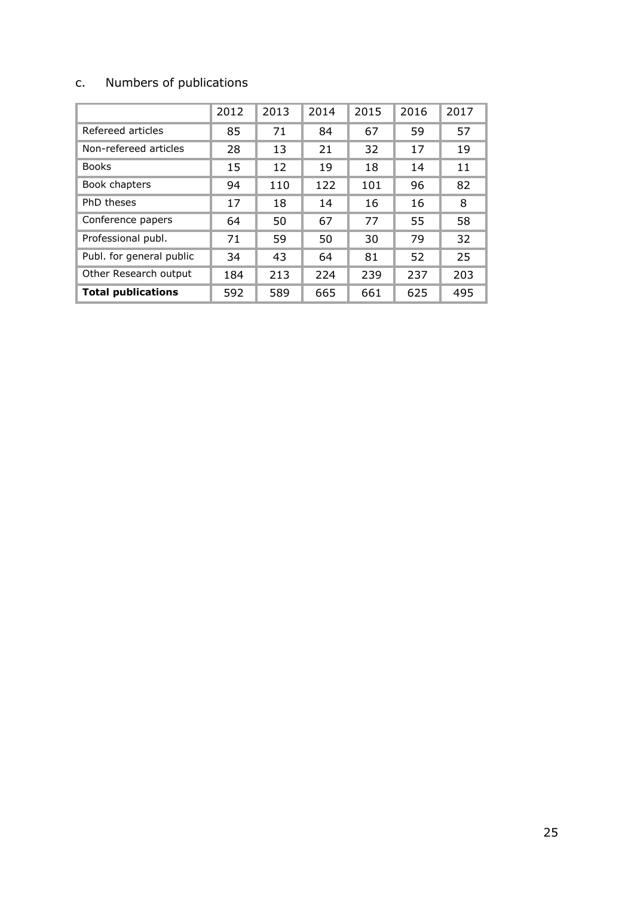c. Numbers of publications

| | 2012 | 2013 | 2014 | 2015 | 2016 | 2017 |
|---|---|---|---|---|---|---|
| Refereed articles | 85 | 71 | 84 | 67 | 59 | 57 |
| Non-refereed articles | 28 | 13 | 21 | 32 | 17 | 19 |
| Books | 15 | 12 | 19 | 18 | 14 | 11 |
| Book chapters | 94 | 110 | 122 | 101 | 96 | 82 |
| PhD theses | 17 | 18 | 14 | 16 | 16 | 8 |
| Conference papers | 64 | 50 | 67 | 77 | 55 | 58 |
| Professional publ. | 71 | 59 | 50 | 30 | 79 | 32 |
| Publ. for general public | 34 | 43 | 64 | 81 | 52 | 25 |
| Other Research output | 184 | 213 | 224 | 239 | 237 | 203 |
| **Total publications** | 592 | 589 | 665 | 661 | 625 | 495 |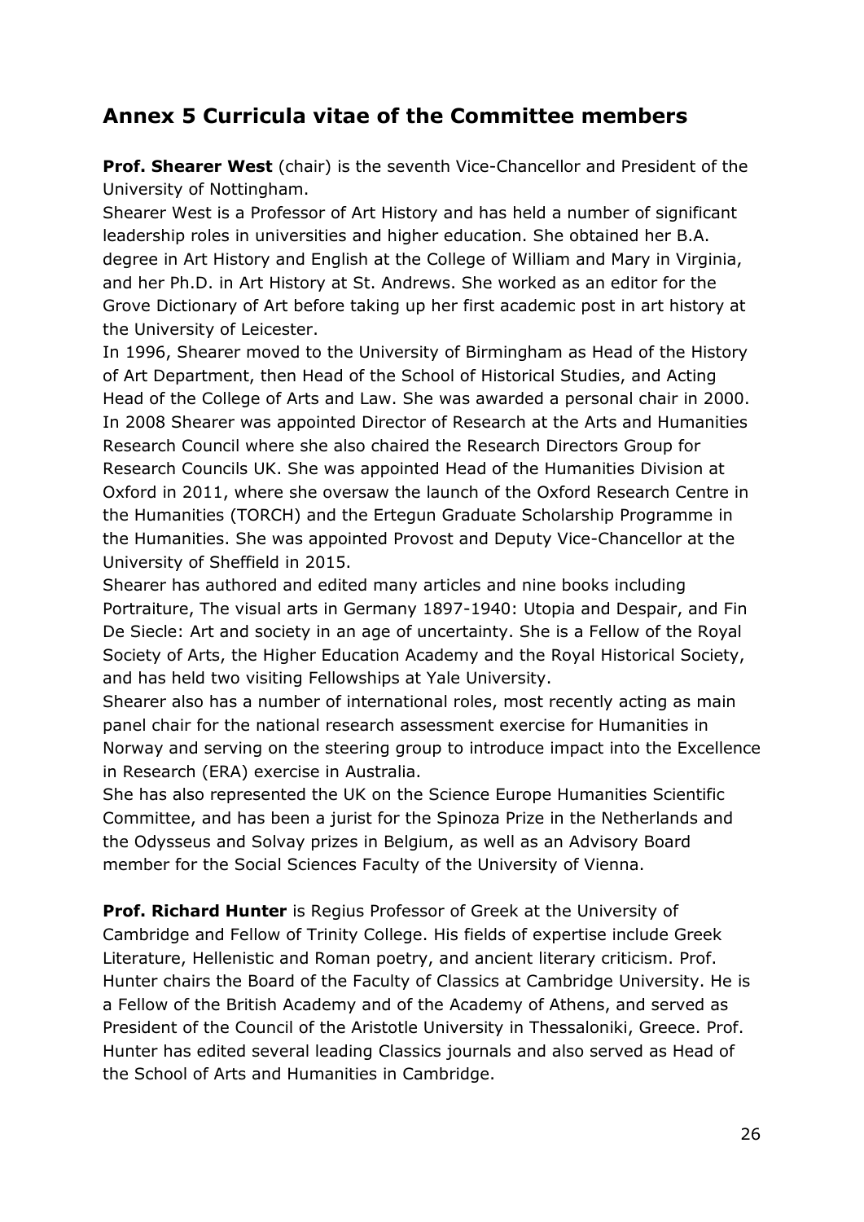## Annex 5 Curricula vitae of the Committee members

**Prof. Shearer West** (chair) is the seventh Vice-Chancellor and President of the University of Nottingham.

Shearer West is a Professor of Art History and has held a number of significant leadership roles in universities and higher education. She obtained her B.A. degree in Art History and English at the College of William and Mary in Virginia, and her Ph.D. in Art History at St. Andrews. She worked as an editor for the Grove Dictionary of Art before taking up her first academic post in art history at the University of Leicester.

In 1996, Shearer moved to the University of Birmingham as Head of the History of Art Department, then Head of the School of Historical Studies, and Acting Head of the College of Arts and Law. She was awarded a personal chair in 2000. In 2008 Shearer was appointed Director of Research at the Arts and Humanities Research Council where she also chaired the Research Directors Group for Research Councils UK. She was appointed Head of the Humanities Division at Oxford in 2011, where she oversaw the launch of the Oxford Research Centre in the Humanities (TORCH) and the Ertegun Graduate Scholarship Programme in the Humanities. She was appointed Provost and Deputy Vice-Chancellor at the University of Sheffield in 2015.

Shearer has authored and edited many articles and nine books including Portraiture, The visual arts in Germany 1897-1940: Utopia and Despair, and Fin De Siecle: Art and society in an age of uncertainty. She is a Fellow of the Royal Society of Arts, the Higher Education Academy and the Royal Historical Society, and has held two visiting Fellowships at Yale University.

Shearer also has a number of international roles, most recently acting as main panel chair for the national research assessment exercise for Humanities in Norway and serving on the steering group to introduce impact into the Excellence in Research (ERA) exercise in Australia.

She has also represented the UK on the Science Europe Humanities Scientific Committee, and has been a jurist for the Spinoza Prize in the Netherlands and the Odysseus and Solvay prizes in Belgium, as well as an Advisory Board member for the Social Sciences Faculty of the University of Vienna.

**Prof. Richard Hunter** is Regius Professor of Greek at the University of Cambridge and Fellow of Trinity College. His fields of expertise include Greek Literature, Hellenistic and Roman poetry, and ancient literary criticism. Prof. Hunter chairs the Board of the Faculty of Classics at Cambridge University. He is a Fellow of the British Academy and of the Academy of Athens, and served as President of the Council of the Aristotle University in Thessaloniki, Greece. Prof. Hunter has edited several leading Classics journals and also served as Head of the School of Arts and Humanities in Cambridge.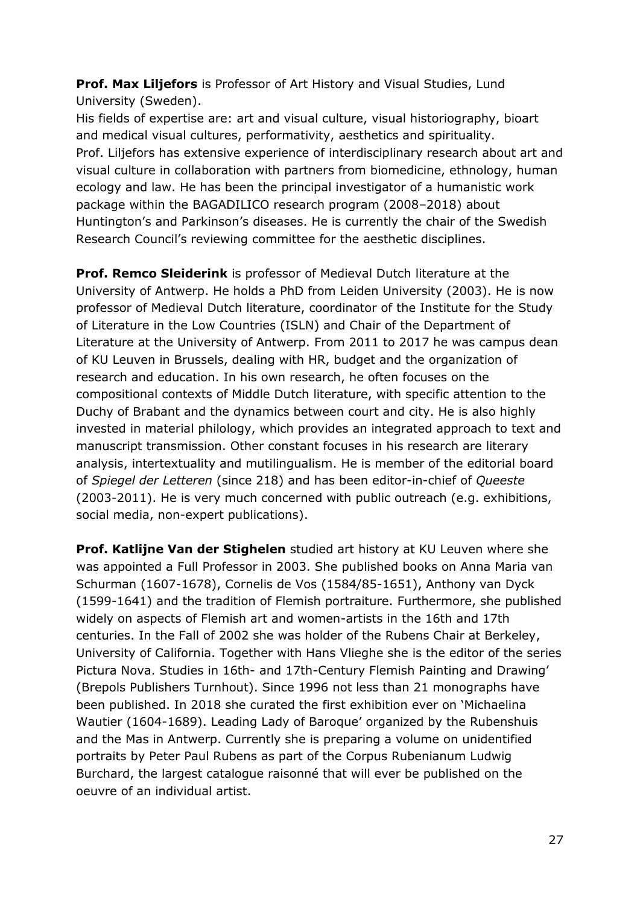**Prof. Max Liljefors** is Professor of Art History and Visual Studies, Lund University (Sweden).
His fields of expertise are: art and visual culture, visual historiography, bioart and medical visual cultures, performativity, aesthetics and spirituality.
Prof. Liljefors has extensive experience of interdisciplinary research about art and visual culture in collaboration with partners from biomedicine, ethnology, human ecology and law. He has been the principal investigator of a humanistic work package within the BAGADILICO research program (2008–2018) about Huntington's and Parkinson's diseases. He is currently the chair of the Swedish Research Council's reviewing committee for the aesthetic disciplines.

**Prof. Remco Sleiderink** is professor of Medieval Dutch literature at the University of Antwerp. He holds a PhD from Leiden University (2003). He is now professor of Medieval Dutch literature, coordinator of the Institute for the Study of Literature in the Low Countries (ISLN) and Chair of the Department of Literature at the University of Antwerp. From 2011 to 2017 he was campus dean of KU Leuven in Brussels, dealing with HR, budget and the organization of research and education. In his own research, he often focuses on the compositional contexts of Middle Dutch literature, with specific attention to the Duchy of Brabant and the dynamics between court and city. He is also highly invested in material philology, which provides an integrated approach to text and manuscript transmission. Other constant focuses in his research are literary analysis, intertextuality and mutilingualism. He is member of the editorial board of *Spiegel der Letteren* (since 218) and has been editor-in-chief of *Queeste* (2003-2011). He is very much concerned with public outreach (e.g. exhibitions, social media, non-expert publications).

**Prof. Katlijne Van der Stighelen** studied art history at KU Leuven where she was appointed a Full Professor in 2003. She published books on Anna Maria van Schurman (1607-1678), Cornelis de Vos (1584/85-1651), Anthony van Dyck (1599-1641) and the tradition of Flemish portraiture. Furthermore, she published widely on aspects of Flemish art and women-artists in the 16th and 17th centuries. In the Fall of 2002 she was holder of the Rubens Chair at Berkeley, University of California. Together with Hans Vlieghe she is the editor of the series Pictura Nova. Studies in 16th- and 17th-Century Flemish Painting and Drawing' (Brepols Publishers Turnhout). Since 1996 not less than 21 monographs have been published. In 2018 she curated the first exhibition ever on 'Michaelina Wautier (1604-1689). Leading Lady of Baroque' organized by the Rubenshuis and the Mas in Antwerp. Currently she is preparing a volume on unidentified portraits by Peter Paul Rubens as part of the Corpus Rubenianum Ludwig Burchard, the largest catalogue raisonné that will ever be published on the oeuvre of an individual artist.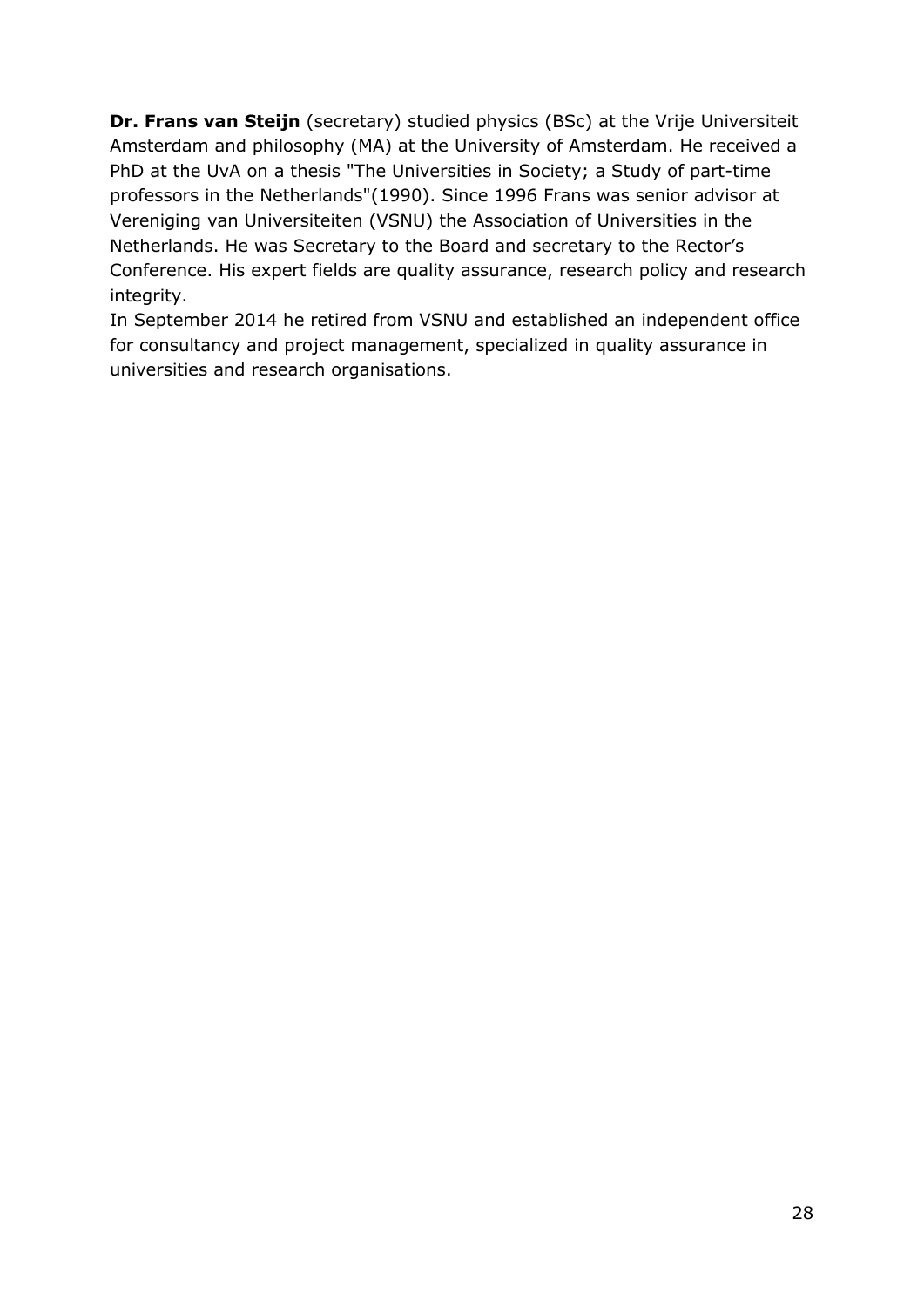**Dr. Frans van Steijn** (secretary) studied physics (BSc) at the Vrije Universiteit Amsterdam and philosophy (MA) at the University of Amsterdam. He received a PhD at the UvA on a thesis "The Universities in Society; a Study of part-time professors in the Netherlands"(1990). Since 1996 Frans was senior advisor at Vereniging van Universiteiten (VSNU) the Association of Universities in the Netherlands. He was Secretary to the Board and secretary to the Rector's Conference. His expert fields are quality assurance, research policy and research integrity.

In September 2014 he retired from VSNU and established an independent office for consultancy and project management, specialized in quality assurance in universities and research organisations.